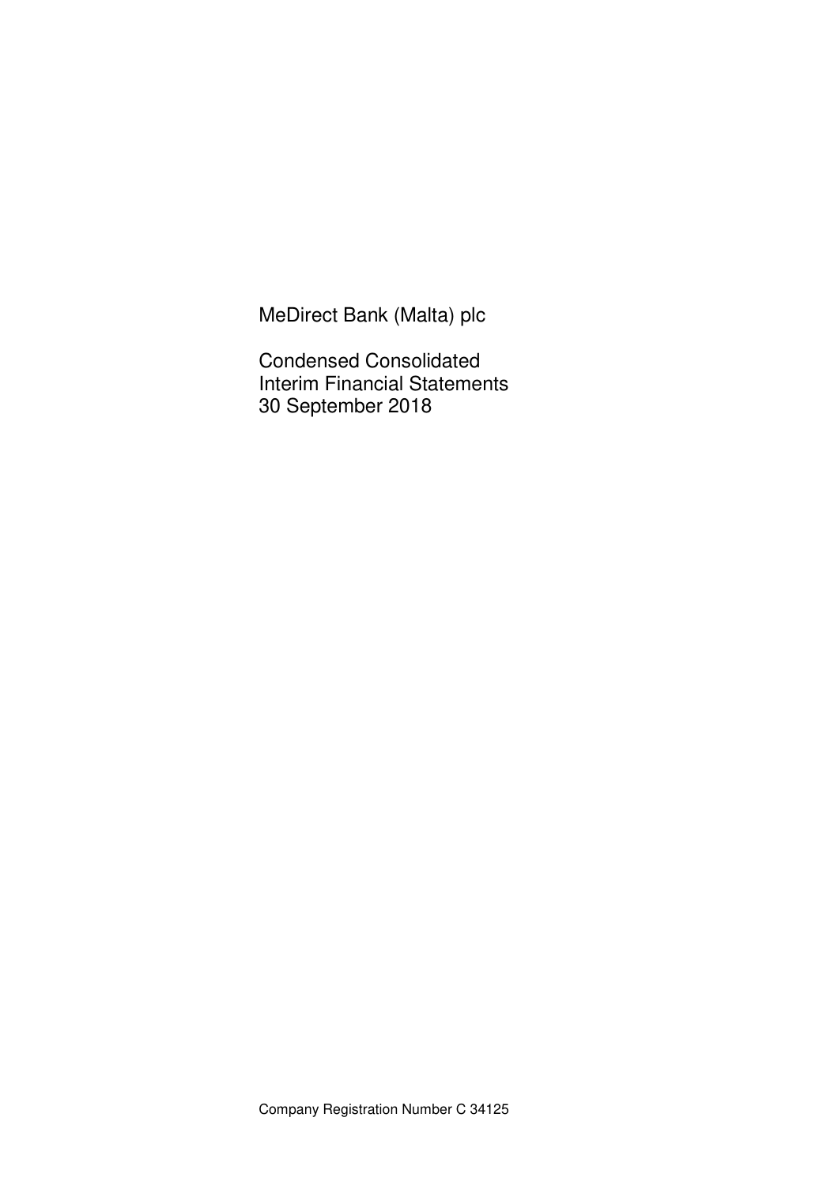# MeDirect Bank (Malta) plc

## Condensed Consolidated Interim Financial Statements 30 September 2018

Company Registration Number C 34125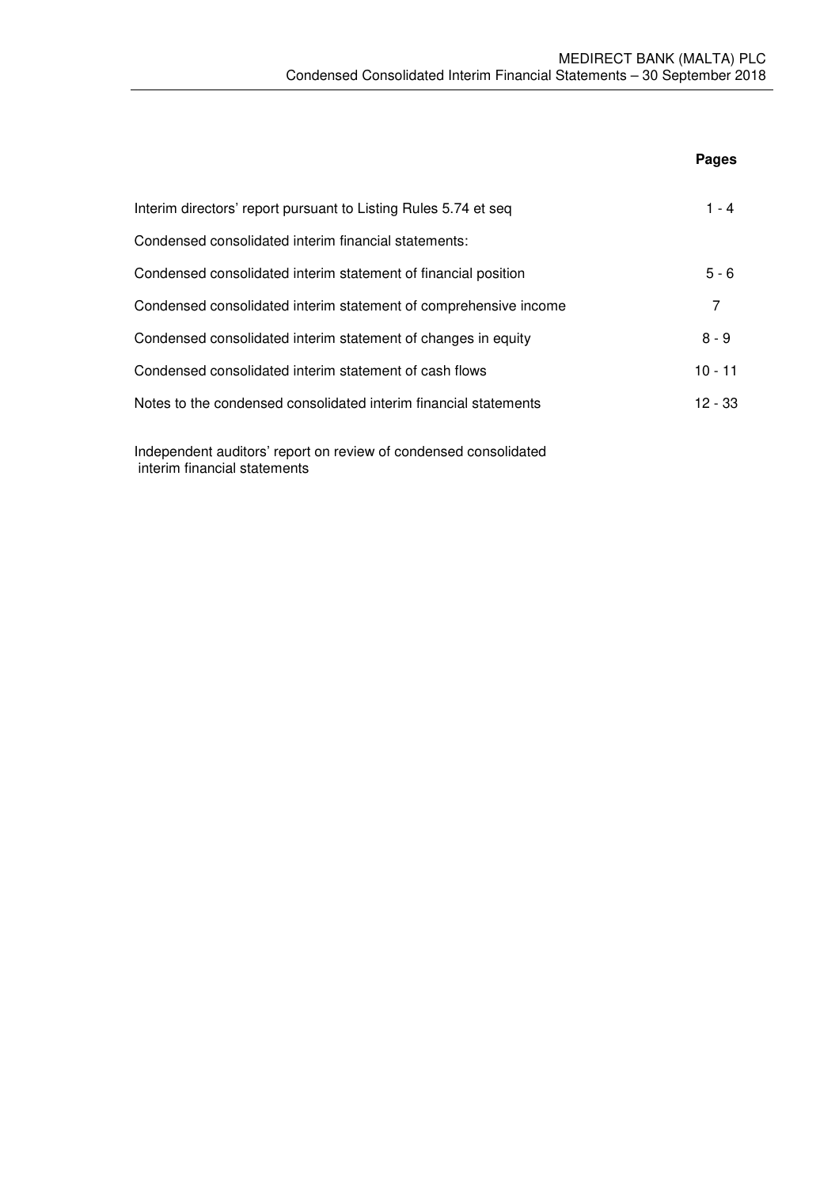| | Pages |
|---|---|
| Interim directors' report pursuant to Listing Rules 5.74 et seq | 1 - 4 |
| Condensed consolidated interim financial statements: | |
| Condensed consolidated interim statement of financial position | 5 - 6 |
| Condensed consolidated interim statement of comprehensive income | 7 |
| Condensed consolidated interim statement of changes in equity | 8 - 9 |
| Condensed consolidated interim statement of cash flows | 10 - 11 |
| Notes to the condensed consolidated interim financial statements | 12 - 33 |
| Independent auditors' report on review of condensed consolidated interim financial statements | |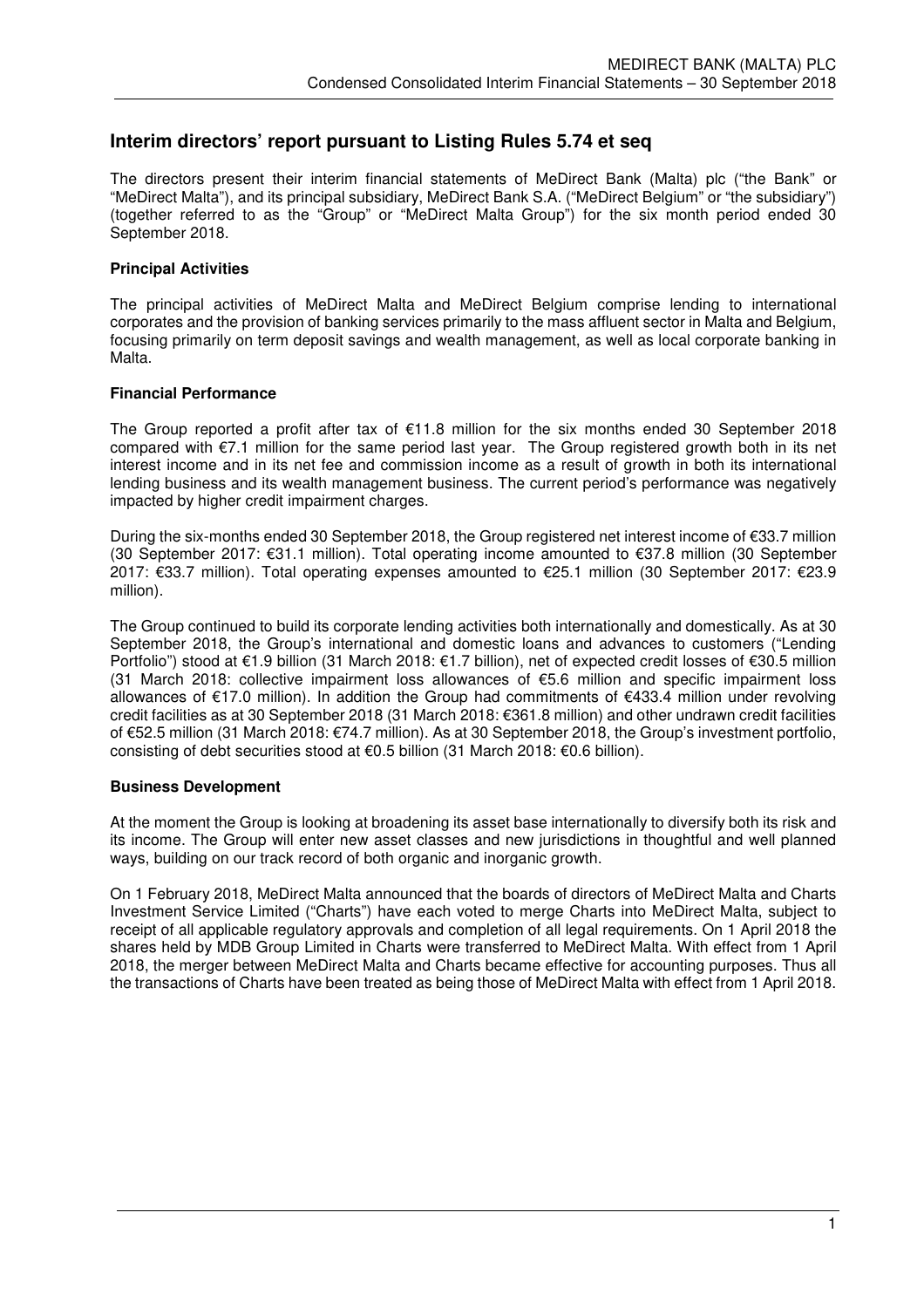# Interim directors' report pursuant to Listing Rules 5.74 et seq

The directors present their interim financial statements of MeDirect Bank (Malta) plc ("the Bank" or "MeDirect Malta"), and its principal subsidiary, MeDirect Bank S.A. ("MeDirect Belgium" or "the subsidiary") (together referred to as the "Group" or "MeDirect Malta Group") for the six month period ended 30 September 2018.

**Principal Activities**

The principal activities of MeDirect Malta and MeDirect Belgium comprise lending to international corporates and the provision of banking services primarily to the mass affluent sector in Malta and Belgium, focusing primarily on term deposit savings and wealth management, as well as local corporate banking in Malta.

**Financial Performance**

The Group reported a profit after tax of €11.8 million for the six months ended 30 September 2018 compared with €7.1 million for the same period last year. The Group registered growth both in its net interest income and in its net fee and commission income as a result of growth in both its international lending business and its wealth management business. The current period's performance was negatively impacted by higher credit impairment charges.

During the six-months ended 30 September 2018, the Group registered net interest income of €33.7 million (30 September 2017: €31.1 million). Total operating income amounted to €37.8 million (30 September 2017: €33.7 million). Total operating expenses amounted to €25.1 million (30 September 2017: €23.9 million).

The Group continued to build its corporate lending activities both internationally and domestically. As at 30 September 2018, the Group's international and domestic loans and advances to customers ("Lending Portfolio") stood at €1.9 billion (31 March 2018: €1.7 billion), net of expected credit losses of €30.5 million (31 March 2018: collective impairment loss allowances of €5.6 million and specific impairment loss allowances of €17.0 million). In addition the Group had commitments of €433.4 million under revolving credit facilities as at 30 September 2018 (31 March 2018: €361.8 million) and other undrawn credit facilities of €52.5 million (31 March 2018: €74.7 million). As at 30 September 2018, the Group's investment portfolio, consisting of debt securities stood at €0.5 billion (31 March 2018: €0.6 billion).

**Business Development**

At the moment the Group is looking at broadening its asset base internationally to diversify both its risk and its income. The Group will enter new asset classes and new jurisdictions in thoughtful and well planned ways, building on our track record of both organic and inorganic growth.

On 1 February 2018, MeDirect Malta announced that the boards of directors of MeDirect Malta and Charts Investment Service Limited ("Charts") have each voted to merge Charts into MeDirect Malta, subject to receipt of all applicable regulatory approvals and completion of all legal requirements. On 1 April 2018 the shares held by MDB Group Limited in Charts were transferred to MeDirect Malta. With effect from 1 April 2018, the merger between MeDirect Malta and Charts became effective for accounting purposes. Thus all the transactions of Charts have been treated as being those of MeDirect Malta with effect from 1 April 2018.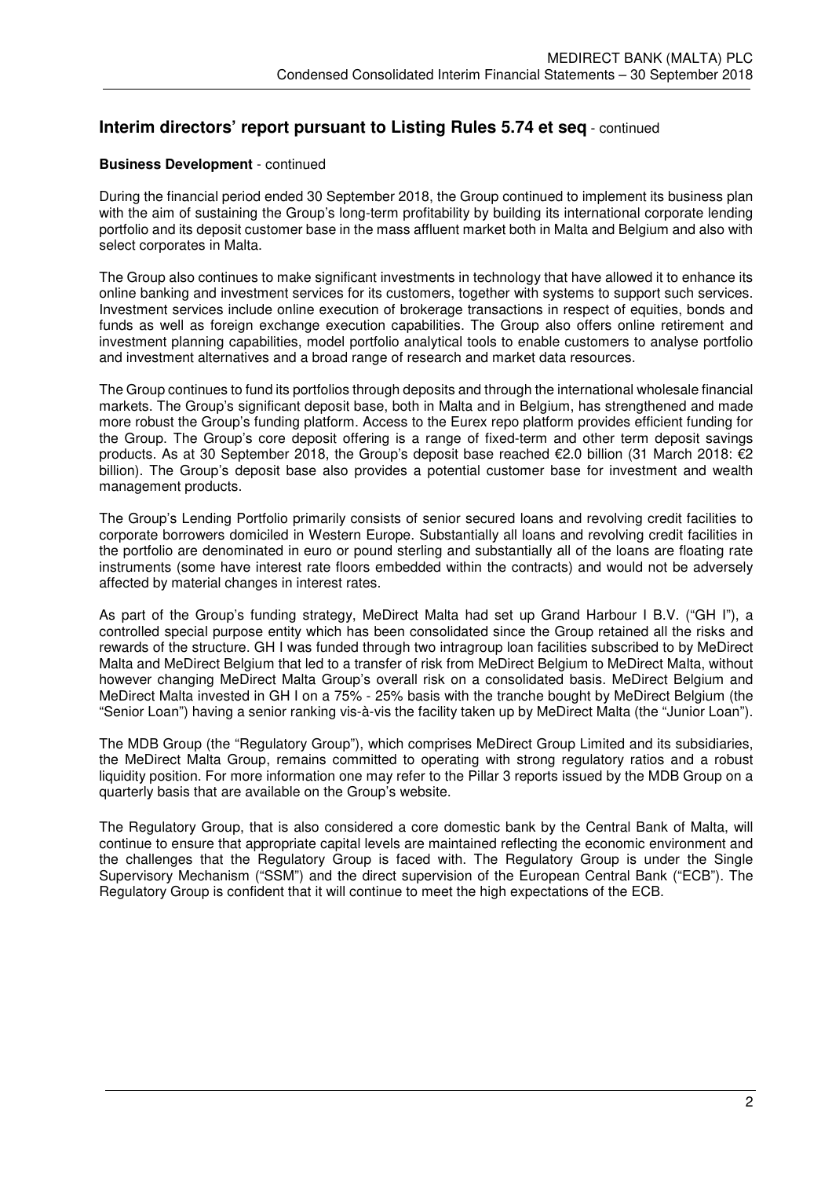## Interim directors' report pursuant to Listing Rules 5.74 et seq - continued

**Business Development** - continued

During the financial period ended 30 September 2018, the Group continued to implement its business plan with the aim of sustaining the Group's long-term profitability by building its international corporate lending portfolio and its deposit customer base in the mass affluent market both in Malta and Belgium and also with select corporates in Malta.

The Group also continues to make significant investments in technology that have allowed it to enhance its online banking and investment services for its customers, together with systems to support such services. Investment services include online execution of brokerage transactions in respect of equities, bonds and funds as well as foreign exchange execution capabilities. The Group also offers online retirement and investment planning capabilities, model portfolio analytical tools to enable customers to analyse portfolio and investment alternatives and a broad range of research and market data resources.

The Group continues to fund its portfolios through deposits and through the international wholesale financial markets. The Group's significant deposit base, both in Malta and in Belgium, has strengthened and made more robust the Group's funding platform. Access to the Eurex repo platform provides efficient funding for the Group. The Group's core deposit offering is a range of fixed-term and other term deposit savings products. As at 30 September 2018, the Group's deposit base reached €2.0 billion (31 March 2018: €2 billion). The Group's deposit base also provides a potential customer base for investment and wealth management products.

The Group's Lending Portfolio primarily consists of senior secured loans and revolving credit facilities to corporate borrowers domiciled in Western Europe. Substantially all loans and revolving credit facilities in the portfolio are denominated in euro or pound sterling and substantially all of the loans are floating rate instruments (some have interest rate floors embedded within the contracts) and would not be adversely affected by material changes in interest rates.

As part of the Group's funding strategy, MeDirect Malta had set up Grand Harbour I B.V. ("GH I"), a controlled special purpose entity which has been consolidated since the Group retained all the risks and rewards of the structure. GH I was funded through two intragroup loan facilities subscribed to by MeDirect Malta and MeDirect Belgium that led to a transfer of risk from MeDirect Belgium to MeDirect Malta, without however changing MeDirect Malta Group's overall risk on a consolidated basis. MeDirect Belgium and MeDirect Malta invested in GH I on a 75% - 25% basis with the tranche bought by MeDirect Belgium (the "Senior Loan") having a senior ranking vis-à-vis the facility taken up by MeDirect Malta (the "Junior Loan").

The MDB Group (the "Regulatory Group"), which comprises MeDirect Group Limited and its subsidiaries, the MeDirect Malta Group, remains committed to operating with strong regulatory ratios and a robust liquidity position. For more information one may refer to the Pillar 3 reports issued by the MDB Group on a quarterly basis that are available on the Group's website.

The Regulatory Group, that is also considered a core domestic bank by the Central Bank of Malta, will continue to ensure that appropriate capital levels are maintained reflecting the economic environment and the challenges that the Regulatory Group is faced with. The Regulatory Group is under the Single Supervisory Mechanism ("SSM") and the direct supervision of the European Central Bank ("ECB"). The Regulatory Group is confident that it will continue to meet the high expectations of the ECB.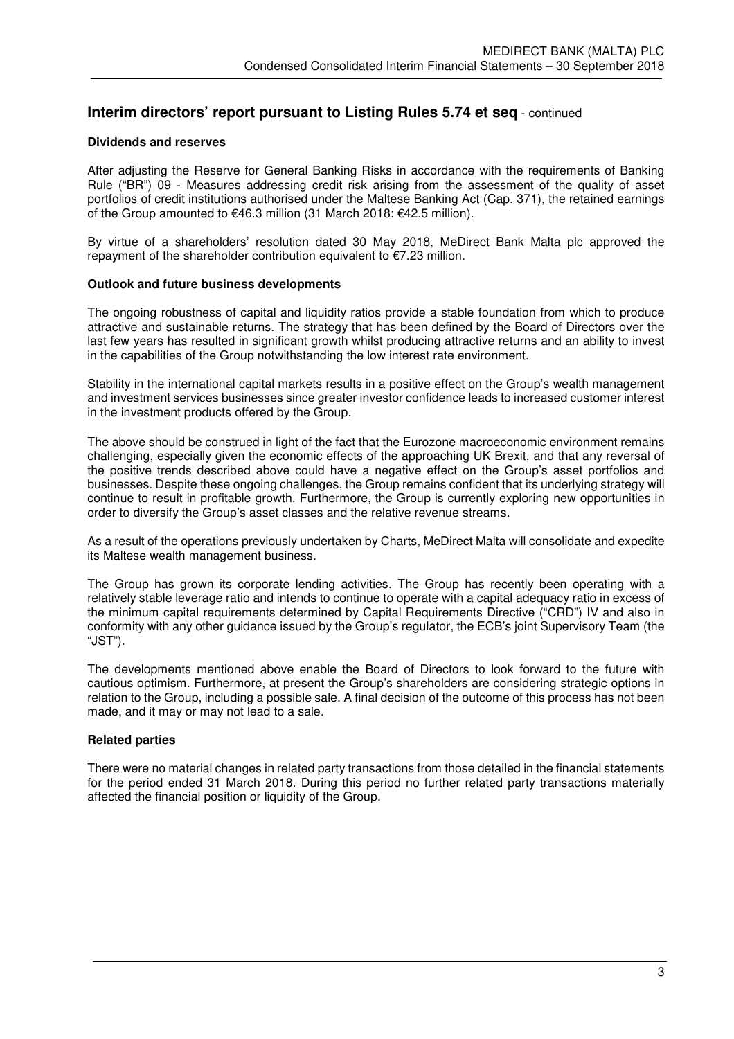## Interim directors' report pursuant to Listing Rules 5.74 et seq - continued

### Dividends and reserves

After adjusting the Reserve for General Banking Risks in accordance with the requirements of Banking Rule ("BR") 09 - Measures addressing credit risk arising from the assessment of the quality of asset portfolios of credit institutions authorised under the Maltese Banking Act (Cap. 371), the retained earnings of the Group amounted to €46.3 million (31 March 2018: €42.5 million).

By virtue of a shareholders' resolution dated 30 May 2018, MeDirect Bank Malta plc approved the repayment of the shareholder contribution equivalent to €7.23 million.

### Outlook and future business developments

The ongoing robustness of capital and liquidity ratios provide a stable foundation from which to produce attractive and sustainable returns. The strategy that has been defined by the Board of Directors over the last few years has resulted in significant growth whilst producing attractive returns and an ability to invest in the capabilities of the Group notwithstanding the low interest rate environment.

Stability in the international capital markets results in a positive effect on the Group's wealth management and investment services businesses since greater investor confidence leads to increased customer interest in the investment products offered by the Group.

The above should be construed in light of the fact that the Eurozone macroeconomic environment remains challenging, especially given the economic effects of the approaching UK Brexit, and that any reversal of the positive trends described above could have a negative effect on the Group's asset portfolios and businesses. Despite these ongoing challenges, the Group remains confident that its underlying strategy will continue to result in profitable growth. Furthermore, the Group is currently exploring new opportunities in order to diversify the Group's asset classes and the relative revenue streams.

As a result of the operations previously undertaken by Charts, MeDirect Malta will consolidate and expedite its Maltese wealth management business.

The Group has grown its corporate lending activities. The Group has recently been operating with a relatively stable leverage ratio and intends to continue to operate with a capital adequacy ratio in excess of the minimum capital requirements determined by Capital Requirements Directive ("CRD") IV and also in conformity with any other guidance issued by the Group's regulator, the ECB's joint Supervisory Team (the "JST").

The developments mentioned above enable the Board of Directors to look forward to the future with cautious optimism. Furthermore, at present the Group's shareholders are considering strategic options in relation to the Group, including a possible sale. A final decision of the outcome of this process has not been made, and it may or may not lead to a sale.

### Related parties

There were no material changes in related party transactions from those detailed in the financial statements for the period ended 31 March 2018. During this period no further related party transactions materially affected the financial position or liquidity of the Group.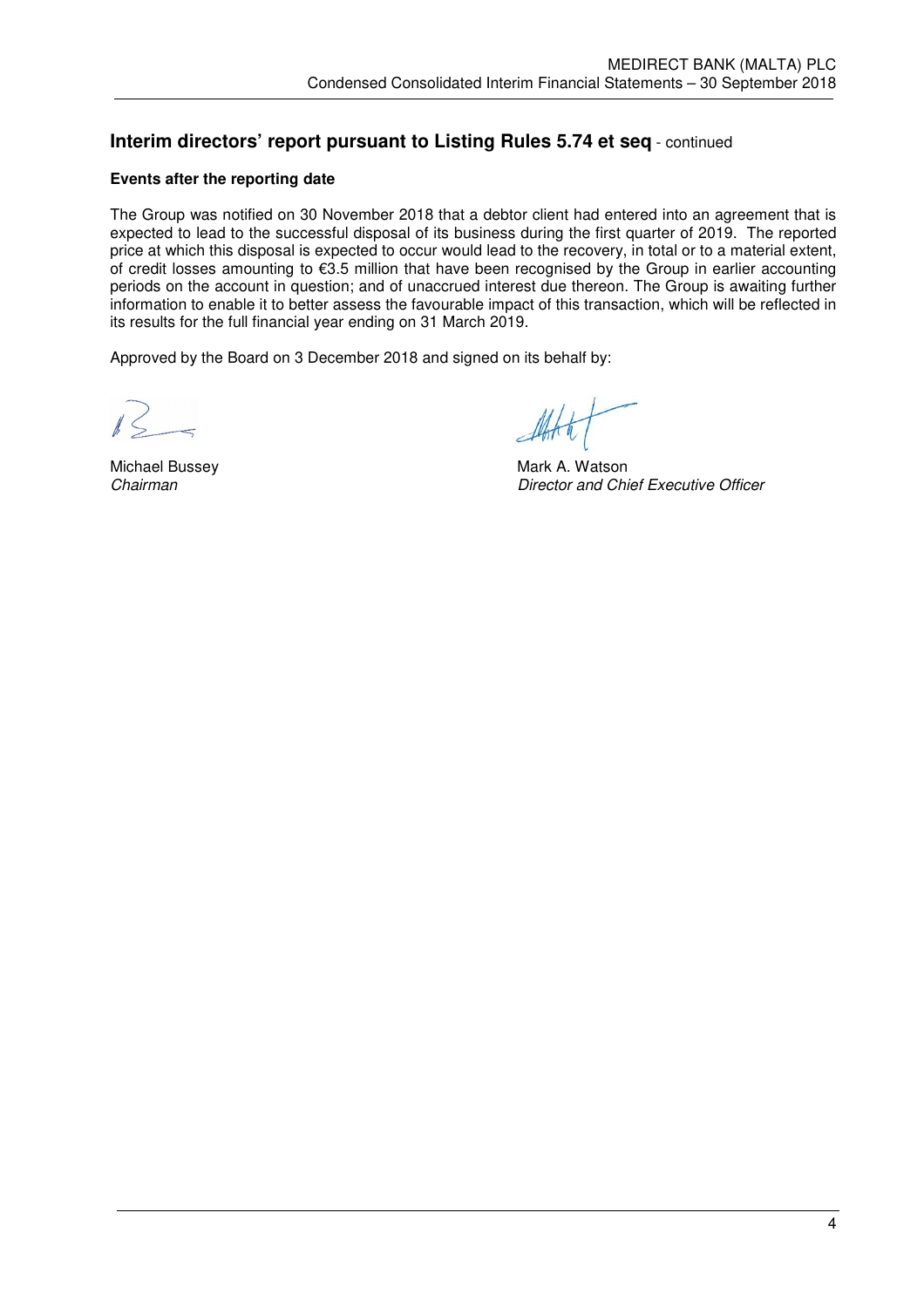## Interim directors' report pursuant to Listing Rules 5.74 et seq - continued

**Events after the reporting date**

The Group was notified on 30 November 2018 that a debtor client had entered into an agreement that is expected to lead to the successful disposal of its business during the first quarter of 2019. The reported price at which this disposal is expected to occur would lead to the recovery, in total or to a material extent, of credit losses amounting to €3.5 million that have been recognised by the Group in earlier accounting periods on the account in question; and of unaccrued interest due thereon. The Group is awaiting further information to enable it to better assess the favourable impact of this transaction, which will be reflected in its results for the full financial year ending on 31 March 2019.

Approved by the Board on 3 December 2018 and signed on its behalf by:

Michael Bussey
*Chairman*

Mark A. Watson
*Director and Chief Executive Officer*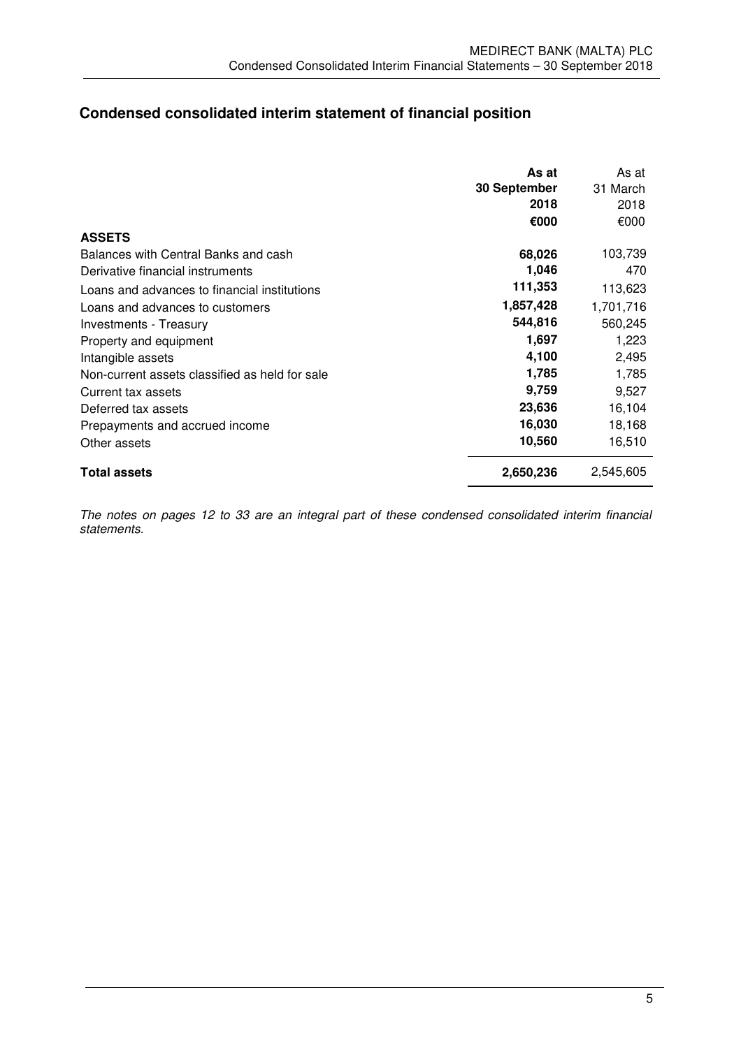## Condensed consolidated interim statement of financial position

| | **As at 30 September 2018 €000** | As at 31 March 2018 €000 |
|---|---|---|
| **ASSETS** | | |
| Balances with Central Banks and cash | **68,026** | 103,739 |
| Derivative financial instruments | **1,046** | 470 |
| Loans and advances to financial institutions | **111,353** | 113,623 |
| Loans and advances to customers | **1,857,428** | 1,701,716 |
| Investments - Treasury | **544,816** | 560,245 |
| Property and equipment | **1,697** | 1,223 |
| Intangible assets | **4,100** | 2,495 |
| Non-current assets classified as held for sale | **1,785** | 1,785 |
| Current tax assets | **9,759** | 9,527 |
| Deferred tax assets | **23,636** | 16,104 |
| Prepayments and accrued income | **16,030** | 18,168 |
| Other assets | **10,560** | 16,510 |
| **Total assets** | **2,650,236** | 2,545,605 |

*The notes on pages 12 to 33 are an integral part of these condensed consolidated interim financial statements.*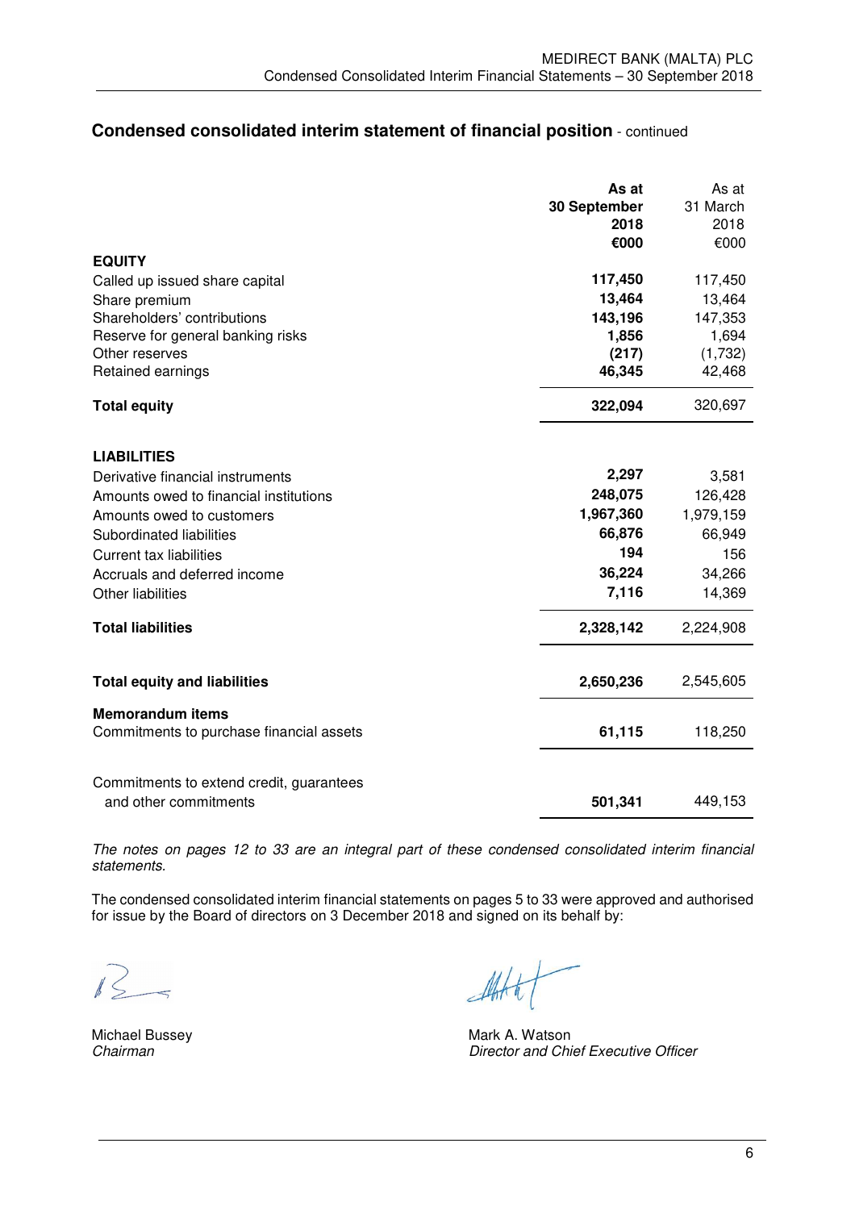## Condensed consolidated interim statement of financial position - continued

| | As at 30 September 2018 €000 | As at 31 March 2018 €000 |
|---|---|---|
| **EQUITY** | | |
| Called up issued share capital | **117,450** | 117,450 |
| Share premium | **13,464** | 13,464 |
| Shareholders' contributions | **143,196** | 147,353 |
| Reserve for general banking risks | **1,856** | 1,694 |
| Other reserves | **(217)** | (1,732) |
| Retained earnings | **46,345** | 42,468 |
| **Total equity** | **322,094** | 320,697 |
| | | |
| **LIABILITIES** | | |
| Derivative financial instruments | **2,297** | 3,581 |
| Amounts owed to financial institutions | **248,075** | 126,428 |
| Amounts owed to customers | **1,967,360** | 1,979,159 |
| Subordinated liabilities | **66,876** | 66,949 |
| Current tax liabilities | **194** | 156 |
| Accruals and deferred income | **36,224** | 34,266 |
| Other liabilities | **7,116** | 14,369 |
| **Total liabilities** | **2,328,142** | 2,224,908 |
| | | |
| **Total equity and liabilities** | **2,650,236** | 2,545,605 |
| **Memorandum items** | | |
| Commitments to purchase financial assets | **61,115** | 118,250 |
| | | |
| Commitments to extend credit, guarantees and other commitments | **501,341** | 449,153 |

*The notes on pages 12 to 33 are an integral part of these condensed consolidated interim financial statements.*

The condensed consolidated interim financial statements on pages 5 to 33 were approved and authorised for issue by the Board of directors on 3 December 2018 and signed on its behalf by:

Michael Bussey
*Chairman*

Mark A. Watson
*Director and Chief Executive Officer*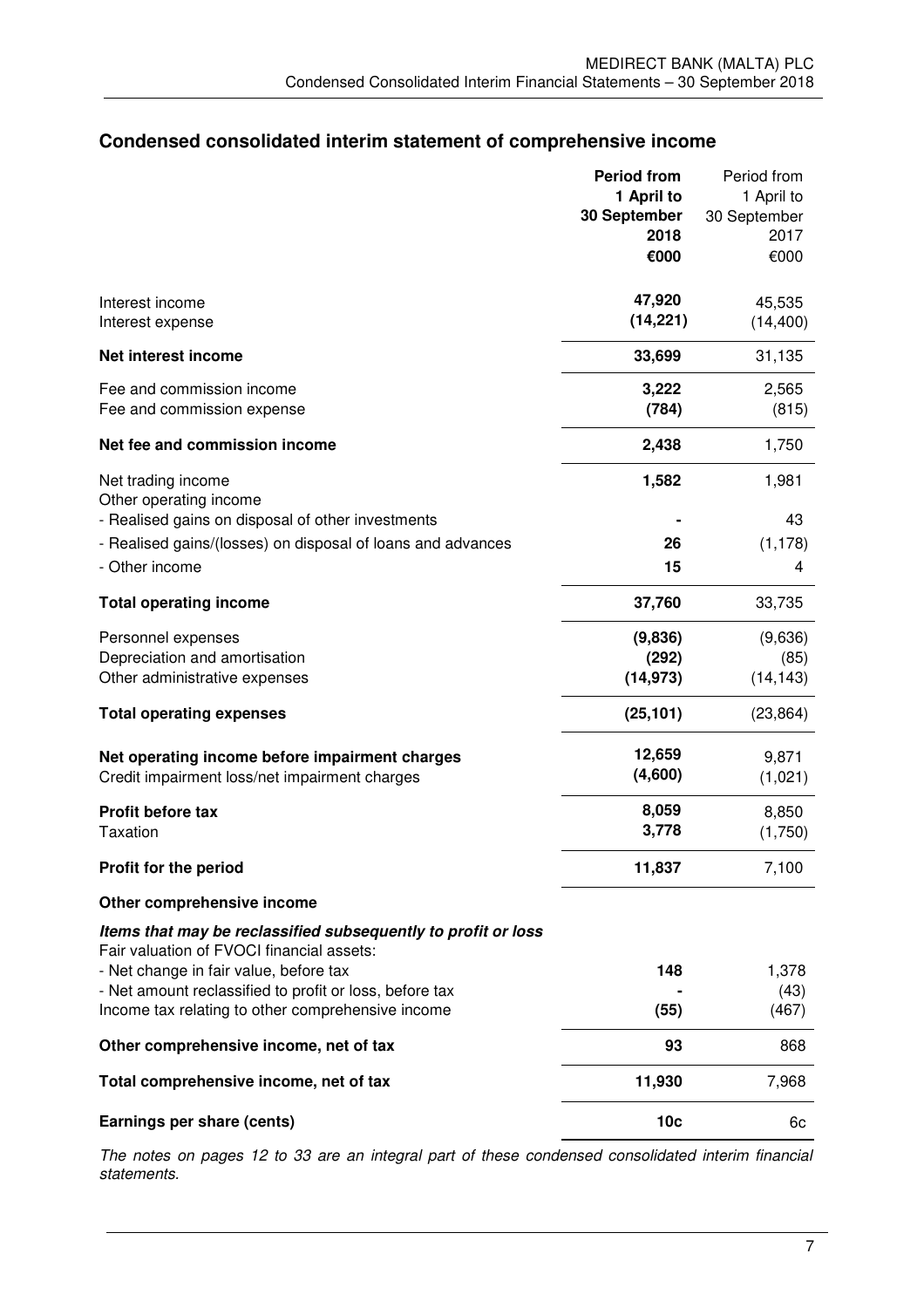## Condensed consolidated interim statement of comprehensive income

| | **Period from 1 April to 30 September 2018 €000** | Period from 1 April to 30 September 2017 €000 |
|---|---|---|
| Interest income | **47,920** | 45,535 |
| Interest expense | **(14,221)** | (14,400) |
| **Net interest income** | **33,699** | 31,135 |
| Fee and commission income | **3,222** | 2,565 |
| Fee and commission expense | **(784)** | (815) |
| **Net fee and commission income** | **2,438** | 1,750 |
| Net trading income | **1,582** | 1,981 |
| Other operating income | | |
| - Realised gains on disposal of other investments | **-** | 43 |
| - Realised gains/(losses) on disposal of loans and advances | **26** | (1,178) |
| - Other income | **15** | 4 |
| **Total operating income** | **37,760** | 33,735 |
| Personnel expenses | **(9,836)** | (9,636) |
| Depreciation and amortisation | **(292)** | (85) |
| Other administrative expenses | **(14,973)** | (14,143) |
| **Total operating expenses** | **(25,101)** | (23,864) |
| **Net operating income before impairment charges** | **12,659** | 9,871 |
| Credit impairment loss/net impairment charges | **(4,600)** | (1,021) |
| **Profit before tax** | **8,059** | 8,850 |
| Taxation | **3,778** | (1,750) |
| **Profit for the period** | **11,837** | 7,100 |
| **Other comprehensive income** | | |
| ***Items that may be reclassified subsequently to profit or loss*** | | |
| Fair valuation of FVOCI financial assets: | | |
| - Net change in fair value, before tax | **148** | 1,378 |
| - Net amount reclassified to profit or loss, before tax | **-** | (43) |
| Income tax relating to other comprehensive income | **(55)** | (467) |
| **Other comprehensive income, net of tax** | **93** | 868 |
| **Total comprehensive income, net of tax** | **11,930** | 7,968 |
| **Earnings per share (cents)** | **10c** | 6c |

*The notes on pages 12 to 33 are an integral part of these condensed consolidated interim financial statements.*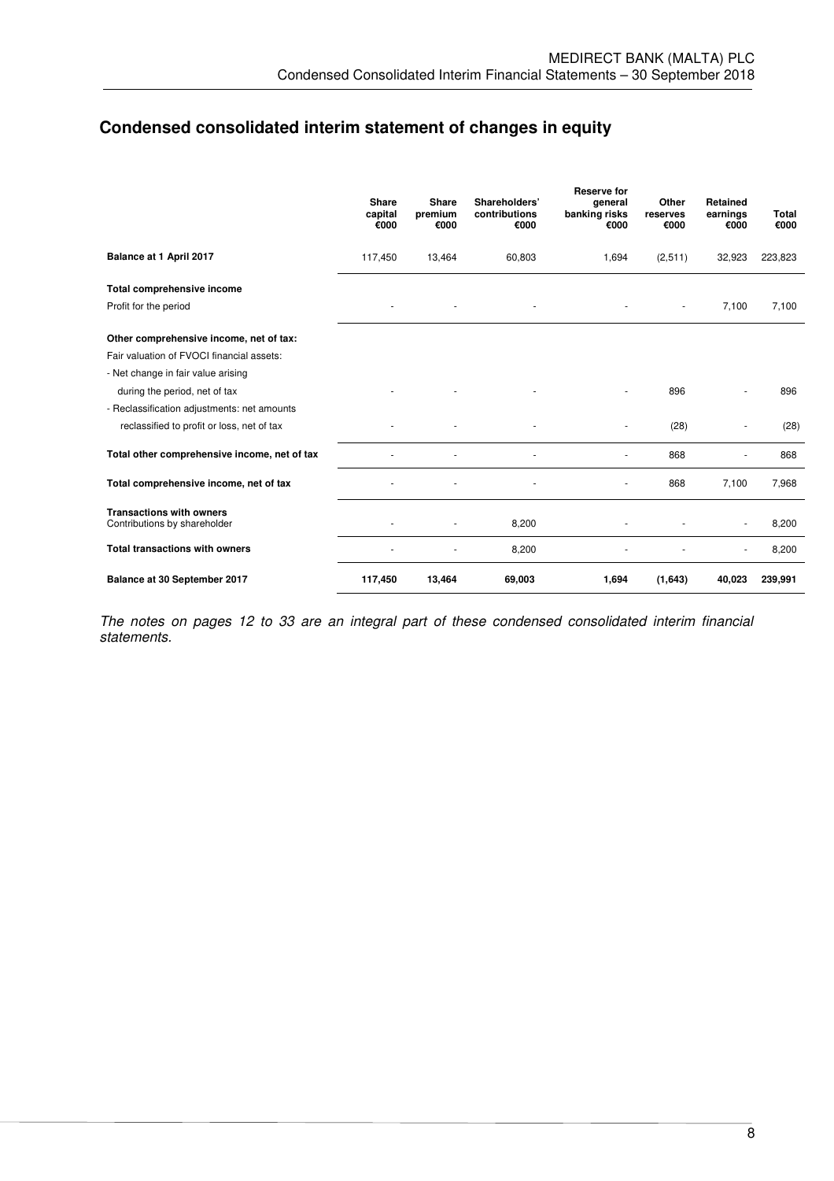## Condensed consolidated interim statement of changes in equity

| | Share capital €000 | Share premium €000 | Shareholders' contributions €000 | Reserve for general banking risks €000 | Other reserves €000 | Retained earnings €000 | Total €000 |
|---|---|---|---|---|---|---|---|
| **Balance at 1 April 2017** | 117,450 | 13,464 | 60,803 | 1,694 | (2,511) | 32,923 | 223,823 |
| **Total comprehensive income** | | | | | | | |
| Profit for the period | - | - | - | - | - | 7,100 | 7,100 |
| **Other comprehensive income, net of tax:** | | | | | | | |
| Fair valuation of FVOCI financial assets: | | | | | | | |
| - Net change in fair value arising during the period, net of tax | - | - | - | - | 896 | - | 896 |
| - Reclassification adjustments: net amounts reclassified to profit or loss, net of tax | - | - | - | - | (28) | - | (28) |
| **Total other comprehensive income, net of tax** | - | - | - | - | 868 | - | 868 |
| **Total comprehensive income, net of tax** | - | - | - | - | 868 | 7,100 | 7,968 |
| **Transactions with owners** | | | | | | | |
| Contributions by shareholder | - | - | 8,200 | - | - | - | 8,200 |
| **Total transactions with owners** | - | - | 8,200 | - | - | - | 8,200 |
| **Balance at 30 September 2017** | **117,450** | **13,464** | **69,003** | **1,694** | **(1,643)** | **40,023** | **239,991** |

*The notes on pages 12 to 33 are an integral part of these condensed consolidated interim financial statements.*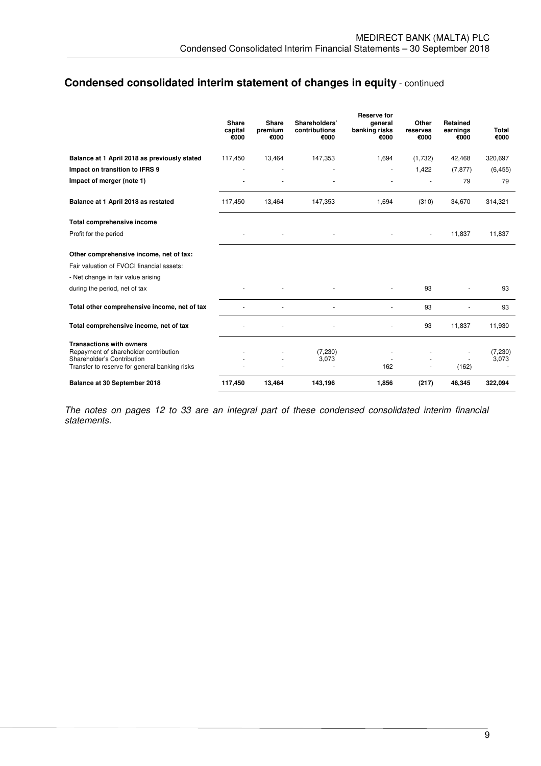## Condensed consolidated interim statement of changes in equity - continued

| | Share capital €000 | Share premium €000 | Shareholders' contributions €000 | Reserve for general banking risks €000 | Other reserves €000 | Retained earnings €000 | Total €000 |
|---|---|---|---|---|---|---|---|
| **Balance at 1 April 2018 as previously stated** | 117,450 | 13,464 | 147,353 | 1,694 | (1,732) | 42,468 | 320,697 |
| **Impact on transition to IFRS 9** | - | - | - | - | 1,422 | (7,877) | (6,455) |
| **Impact of merger (note 1)** | - | - | - | - | - | 79 | 79 |
| **Balance at 1 April 2018 as restated** | 117,450 | 13,464 | 147,353 | 1,694 | (310) | 34,670 | 314,321 |
| **Total comprehensive income** | | | | | | | |
| Profit for the period | - | - | - | - | - | 11,837 | 11,837 |
| **Other comprehensive income, net of tax:** | | | | | | | |
| Fair valuation of FVOCI financial assets: | | | | | | | |
| - Net change in fair value arising during the period, net of tax | - | - | - | - | 93 | - | 93 |
| **Total other comprehensive income, net of tax** | - | - | - | - | 93 | - | 93 |
| **Total comprehensive income, net of tax** | - | - | - | - | 93 | 11,837 | 11,930 |
| **Transactions with owners** | | | | | | | |
| Repayment of shareholder contribution | - | - | (7,230) | - | - | - | (7,230) |
| Shareholder's Contribution | - | - | 3,073 | - | - | - | 3,073 |
| Transfer to reserve for general banking risks | - | - | - | 162 | - | (162) | - |
| **Balance at 30 September 2018** | **117,450** | **13,464** | **143,196** | **1,856** | **(217)** | **46,345** | **322,094** |

*The notes on pages 12 to 33 are an integral part of these condensed consolidated interim financial statements.*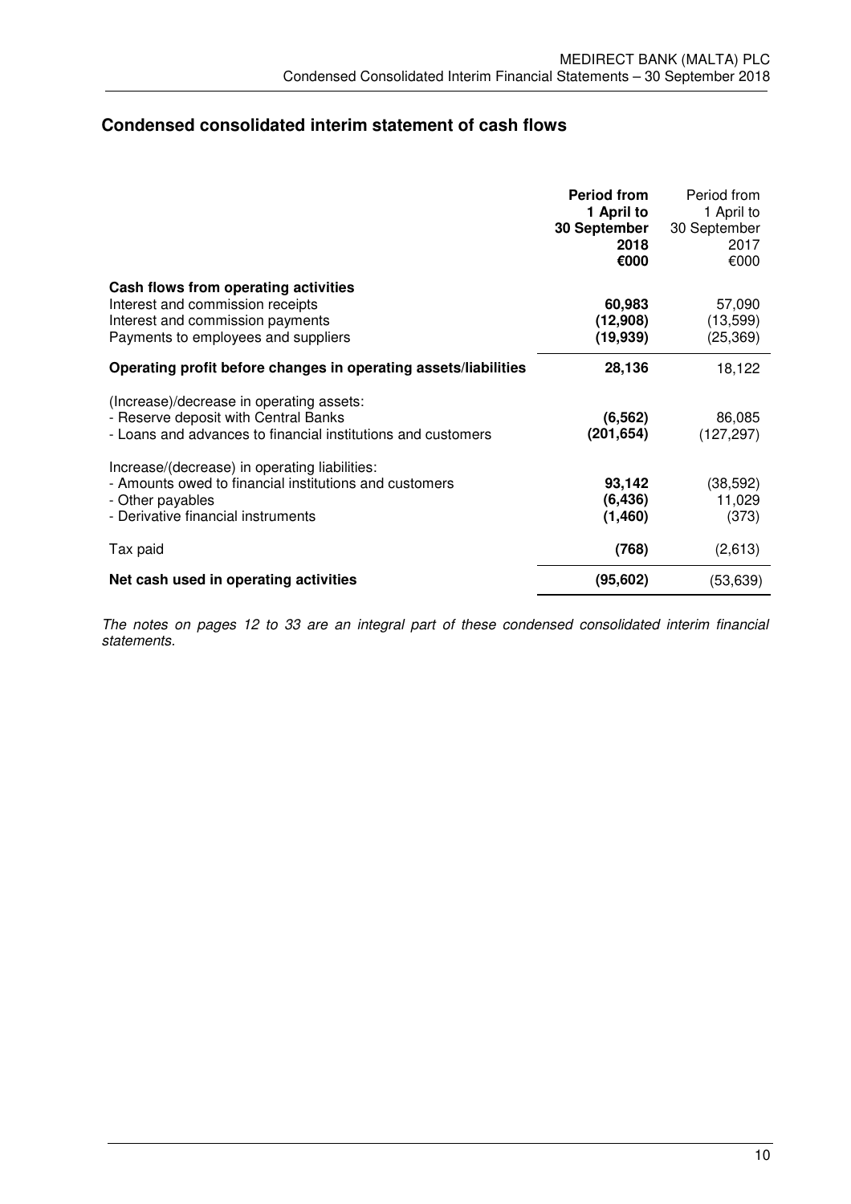## Condensed consolidated interim statement of cash flows

| | **Period from 1 April to 30 September 2018 €000** | Period from 1 April to 30 September 2017 €000 |
|---|---|---|
| **Cash flows from operating activities** | | |
| Interest and commission receipts | **60,983** | 57,090 |
| Interest and commission payments | **(12,908)** | (13,599) |
| Payments to employees and suppliers | **(19,939)** | (25,369) |
| **Operating profit before changes in operating assets/liabilities** | **28,136** | 18,122 |
| (Increase)/decrease in operating assets: | | |
| - Reserve deposit with Central Banks | **(6,562)** | 86,085 |
| - Loans and advances to financial institutions and customers | **(201,654)** | (127,297) |
| Increase/(decrease) in operating liabilities: | | |
| - Amounts owed to financial institutions and customers | **93,142** | (38,592) |
| - Other payables | **(6,436)** | 11,029 |
| - Derivative financial instruments | **(1,460)** | (373) |
| Tax paid | **(768)** | (2,613) |
| **Net cash used in operating activities** | **(95,602)** | (53,639) |

*The notes on pages 12 to 33 are an integral part of these condensed consolidated interim financial statements.*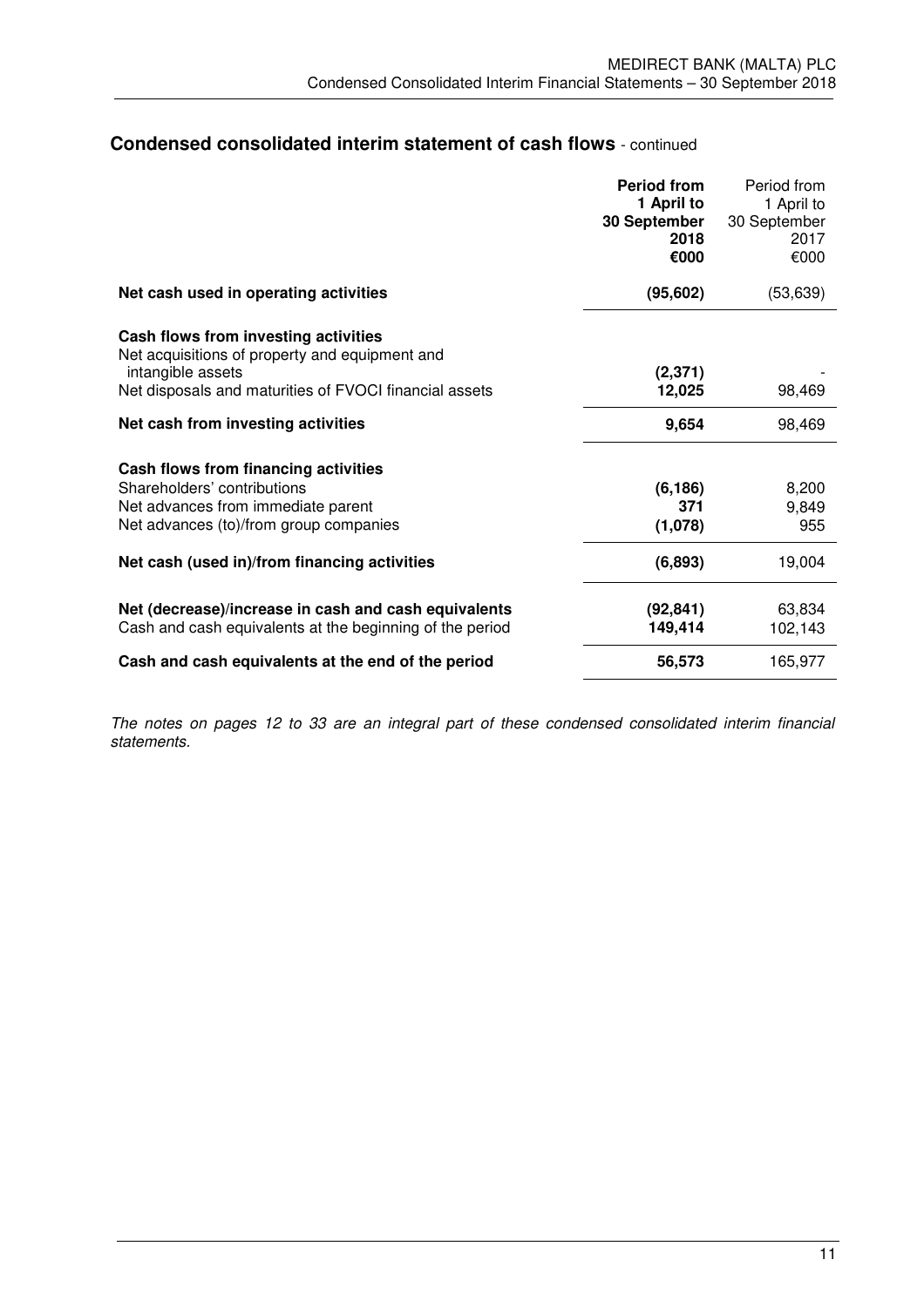## Condensed consolidated interim statement of cash flows - continued

| | **Period from 1 April to 30 September 2018 €000** | Period from 1 April to 30 September 2017 €000 |
|---|---|---|
| **Net cash used in operating activities** | **(95,602)** | (53,639) |
| | | |
| **Cash flows from investing activities** | | |
| Net acquisitions of property and equipment and intangible assets | **(2,371)** | - |
| Net disposals and maturities of FVOCI financial assets | **12,025** | 98,469 |
| **Net cash from investing activities** | **9,654** | 98,469 |
| | | |
| **Cash flows from financing activities** | | |
| Shareholders' contributions | **(6,186)** | 8,200 |
| Net advances from immediate parent | **371** | 9,849 |
| Net advances (to)/from group companies | **(1,078)** | 955 |
| **Net cash (used in)/from financing activities** | **(6,893)** | 19,004 |
| | | |
| **Net (decrease)/increase in cash and cash equivalents** | **(92,841)** | 63,834 |
| Cash and cash equivalents at the beginning of the period | **149,414** | 102,143 |
| **Cash and cash equivalents at the end of the period** | **56,573** | 165,977 |

*The notes on pages 12 to 33 are an integral part of these condensed consolidated interim financial statements.*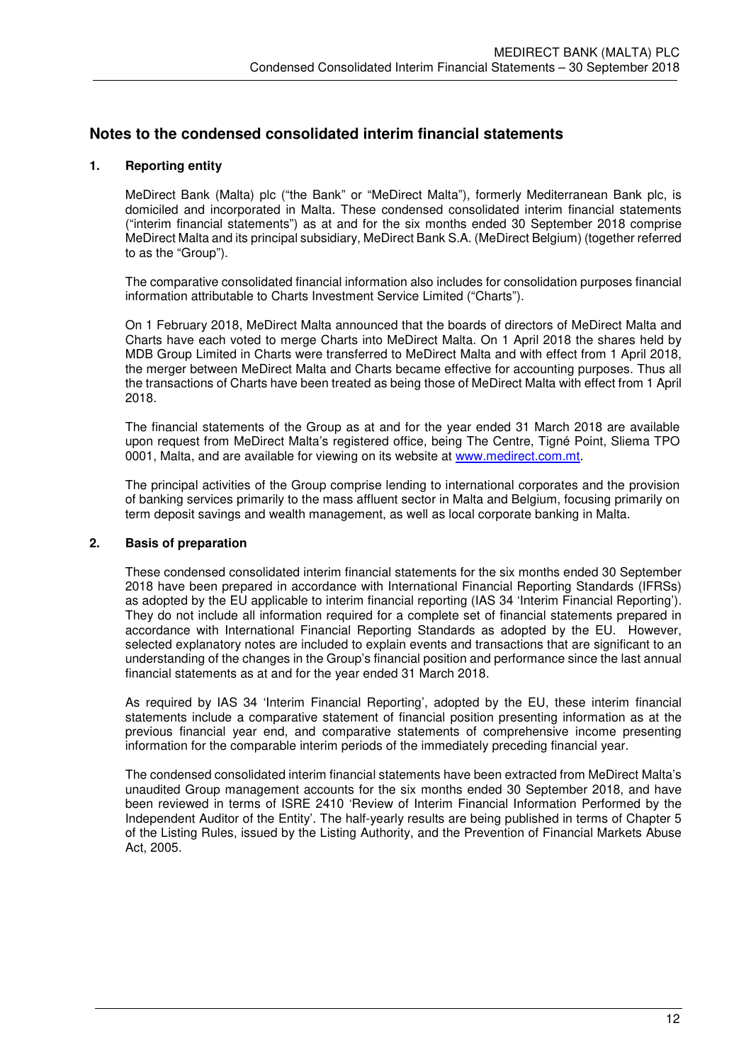## Notes to the condensed consolidated interim financial statements

### 1. Reporting entity

MeDirect Bank (Malta) plc ("the Bank" or "MeDirect Malta"), formerly Mediterranean Bank plc, is domiciled and incorporated in Malta. These condensed consolidated interim financial statements ("interim financial statements") as at and for the six months ended 30 September 2018 comprise MeDirect Malta and its principal subsidiary, MeDirect Bank S.A. (MeDirect Belgium) (together referred to as the "Group").

The comparative consolidated financial information also includes for consolidation purposes financial information attributable to Charts Investment Service Limited ("Charts").

On 1 February 2018, MeDirect Malta announced that the boards of directors of MeDirect Malta and Charts have each voted to merge Charts into MeDirect Malta. On 1 April 2018 the shares held by MDB Group Limited in Charts were transferred to MeDirect Malta and with effect from 1 April 2018, the merger between MeDirect Malta and Charts became effective for accounting purposes. Thus all the transactions of Charts have been treated as being those of MeDirect Malta with effect from 1 April 2018.

The financial statements of the Group as at and for the year ended 31 March 2018 are available upon request from MeDirect Malta's registered office, being The Centre, Tigné Point, Sliema TPO 0001, Malta, and are available for viewing on its website at www.medirect.com.mt.

The principal activities of the Group comprise lending to international corporates and the provision of banking services primarily to the mass affluent sector in Malta and Belgium, focusing primarily on term deposit savings and wealth management, as well as local corporate banking in Malta.

### 2. Basis of preparation

These condensed consolidated interim financial statements for the six months ended 30 September 2018 have been prepared in accordance with International Financial Reporting Standards (IFRSs) as adopted by the EU applicable to interim financial reporting (IAS 34 'Interim Financial Reporting'). They do not include all information required for a complete set of financial statements prepared in accordance with International Financial Reporting Standards as adopted by the EU. However, selected explanatory notes are included to explain events and transactions that are significant to an understanding of the changes in the Group's financial position and performance since the last annual financial statements as at and for the year ended 31 March 2018.

As required by IAS 34 'Interim Financial Reporting', adopted by the EU, these interim financial statements include a comparative statement of financial position presenting information as at the previous financial year end, and comparative statements of comprehensive income presenting information for the comparable interim periods of the immediately preceding financial year.

The condensed consolidated interim financial statements have been extracted from MeDirect Malta's unaudited Group management accounts for the six months ended 30 September 2018, and have been reviewed in terms of ISRE 2410 'Review of Interim Financial Information Performed by the Independent Auditor of the Entity'. The half-yearly results are being published in terms of Chapter 5 of the Listing Rules, issued by the Listing Authority, and the Prevention of Financial Markets Abuse Act, 2005.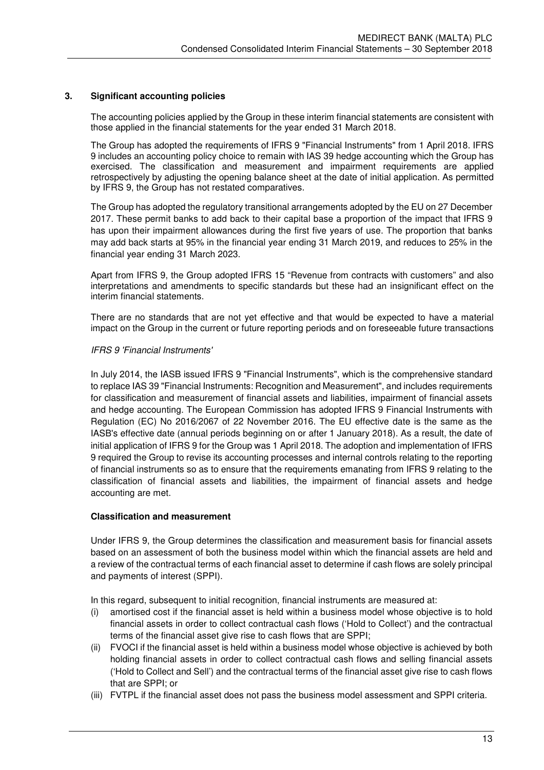## 3. Significant accounting policies

The accounting policies applied by the Group in these interim financial statements are consistent with those applied in the financial statements for the year ended 31 March 2018.

The Group has adopted the requirements of IFRS 9 "Financial Instruments" from 1 April 2018. IFRS 9 includes an accounting policy choice to remain with IAS 39 hedge accounting which the Group has exercised. The classification and measurement and impairment requirements are applied retrospectively by adjusting the opening balance sheet at the date of initial application. As permitted by IFRS 9, the Group has not restated comparatives.

The Group has adopted the regulatory transitional arrangements adopted by the EU on 27 December 2017. These permit banks to add back to their capital base a proportion of the impact that IFRS 9 has upon their impairment allowances during the first five years of use. The proportion that banks may add back starts at 95% in the financial year ending 31 March 2019, and reduces to 25% in the financial year ending 31 March 2023.

Apart from IFRS 9, the Group adopted IFRS 15 "Revenue from contracts with customers" and also interpretations and amendments to specific standards but these had an insignificant effect on the interim financial statements.

There are no standards that are not yet effective and that would be expected to have a material impact on the Group in the current or future reporting periods and on foreseeable future transactions

*IFRS 9 'Financial Instruments'*

In July 2014, the IASB issued IFRS 9 "Financial Instruments", which is the comprehensive standard to replace IAS 39 "Financial Instruments: Recognition and Measurement", and includes requirements for classification and measurement of financial assets and liabilities, impairment of financial assets and hedge accounting. The European Commission has adopted IFRS 9 Financial Instruments with Regulation (EC) No 2016/2067 of 22 November 2016. The EU effective date is the same as the IASB's effective date (annual periods beginning on or after 1 January 2018). As a result, the date of initial application of IFRS 9 for the Group was 1 April 2018. The adoption and implementation of IFRS 9 required the Group to revise its accounting processes and internal controls relating to the reporting of financial instruments so as to ensure that the requirements emanating from IFRS 9 relating to the classification of financial assets and liabilities, the impairment of financial assets and hedge accounting are met.

**Classification and measurement**

Under IFRS 9, the Group determines the classification and measurement basis for financial assets based on an assessment of both the business model within which the financial assets are held and a review of the contractual terms of each financial asset to determine if cash flows are solely principal and payments of interest (SPPI).

In this regard, subsequent to initial recognition, financial instruments are measured at:

(i) amortised cost if the financial asset is held within a business model whose objective is to hold financial assets in order to collect contractual cash flows ('Hold to Collect') and the contractual terms of the financial asset give rise to cash flows that are SPPI;

(ii) FVOCI if the financial asset is held within a business model whose objective is achieved by both holding financial assets in order to collect contractual cash flows and selling financial assets ('Hold to Collect and Sell') and the contractual terms of the financial asset give rise to cash flows that are SPPI; or

(iii) FVTPL if the financial asset does not pass the business model assessment and SPPI criteria.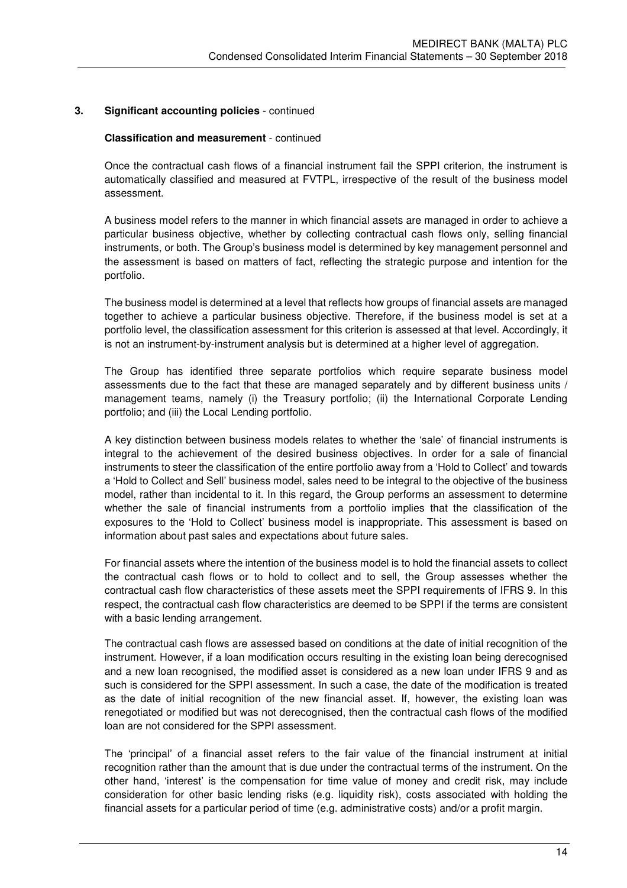## 3. Significant accounting policies - continued

### Classification and measurement - continued

Once the contractual cash flows of a financial instrument fail the SPPI criterion, the instrument is automatically classified and measured at FVTPL, irrespective of the result of the business model assessment.

A business model refers to the manner in which financial assets are managed in order to achieve a particular business objective, whether by collecting contractual cash flows only, selling financial instruments, or both. The Group's business model is determined by key management personnel and the assessment is based on matters of fact, reflecting the strategic purpose and intention for the portfolio.

The business model is determined at a level that reflects how groups of financial assets are managed together to achieve a particular business objective. Therefore, if the business model is set at a portfolio level, the classification assessment for this criterion is assessed at that level. Accordingly, it is not an instrument-by-instrument analysis but is determined at a higher level of aggregation.

The Group has identified three separate portfolios which require separate business model assessments due to the fact that these are managed separately and by different business units / management teams, namely (i) the Treasury portfolio; (ii) the International Corporate Lending portfolio; and (iii) the Local Lending portfolio.

A key distinction between business models relates to whether the 'sale' of financial instruments is integral to the achievement of the desired business objectives. In order for a sale of financial instruments to steer the classification of the entire portfolio away from a 'Hold to Collect' and towards a 'Hold to Collect and Sell' business model, sales need to be integral to the objective of the business model, rather than incidental to it. In this regard, the Group performs an assessment to determine whether the sale of financial instruments from a portfolio implies that the classification of the exposures to the 'Hold to Collect' business model is inappropriate. This assessment is based on information about past sales and expectations about future sales.

For financial assets where the intention of the business model is to hold the financial assets to collect the contractual cash flows or to hold to collect and to sell, the Group assesses whether the contractual cash flow characteristics of these assets meet the SPPI requirements of IFRS 9. In this respect, the contractual cash flow characteristics are deemed to be SPPI if the terms are consistent with a basic lending arrangement.

The contractual cash flows are assessed based on conditions at the date of initial recognition of the instrument. However, if a loan modification occurs resulting in the existing loan being derecognised and a new loan recognised, the modified asset is considered as a new loan under IFRS 9 and as such is considered for the SPPI assessment. In such a case, the date of the modification is treated as the date of initial recognition of the new financial asset. If, however, the existing loan was renegotiated or modified but was not derecognised, then the contractual cash flows of the modified loan are not considered for the SPPI assessment.

The 'principal' of a financial asset refers to the fair value of the financial instrument at initial recognition rather than the amount that is due under the contractual terms of the instrument. On the other hand, 'interest' is the compensation for time value of money and credit risk, may include consideration for other basic lending risks (e.g. liquidity risk), costs associated with holding the financial assets for a particular period of time (e.g. administrative costs) and/or a profit margin.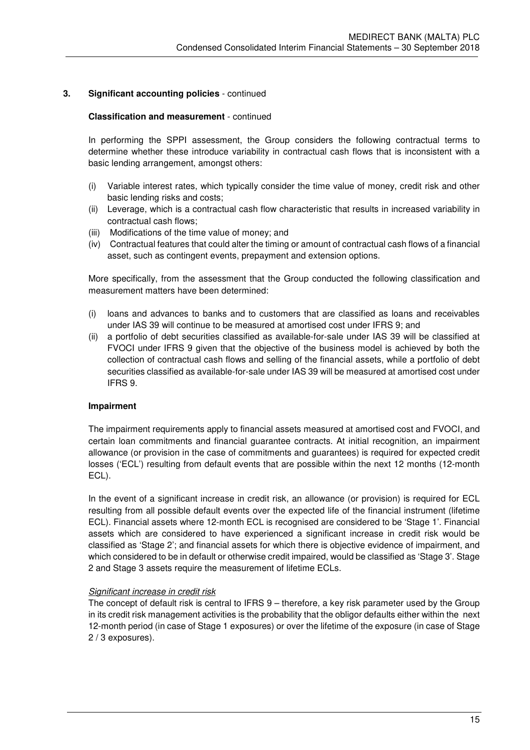## 3. Significant accounting policies - continued

**Classification and measurement** - continued

In performing the SPPI assessment, the Group considers the following contractual terms to determine whether these introduce variability in contractual cash flows that is inconsistent with a basic lending arrangement, amongst others:

(i) Variable interest rates, which typically consider the time value of money, credit risk and other basic lending risks and costs;
(ii) Leverage, which is a contractual cash flow characteristic that results in increased variability in contractual cash flows;
(iii) Modifications of the time value of money; and
(iv) Contractual features that could alter the timing or amount of contractual cash flows of a financial asset, such as contingent events, prepayment and extension options.

More specifically, from the assessment that the Group conducted the following classification and measurement matters have been determined:

(i) loans and advances to banks and to customers that are classified as loans and receivables under IAS 39 will continue to be measured at amortised cost under IFRS 9; and
(ii) a portfolio of debt securities classified as available-for-sale under IAS 39 will be classified at FVOCI under IFRS 9 given that the objective of the business model is achieved by both the collection of contractual cash flows and selling of the financial assets, while a portfolio of debt securities classified as available-for-sale under IAS 39 will be measured at amortised cost under IFRS 9.

**Impairment**

The impairment requirements apply to financial assets measured at amortised cost and FVOCI, and certain loan commitments and financial guarantee contracts. At initial recognition, an impairment allowance (or provision in the case of commitments and guarantees) is required for expected credit losses ('ECL') resulting from default events that are possible within the next 12 months (12-month ECL).

In the event of a significant increase in credit risk, an allowance (or provision) is required for ECL resulting from all possible default events over the expected life of the financial instrument (lifetime ECL). Financial assets where 12-month ECL is recognised are considered to be 'Stage 1'. Financial assets which are considered to have experienced a significant increase in credit risk would be classified as 'Stage 2'; and financial assets for which there is objective evidence of impairment, and which considered to be in default or otherwise credit impaired, would be classified as 'Stage 3'. Stage 2 and Stage 3 assets require the measurement of lifetime ECLs.

*Significant increase in credit risk*
The concept of default risk is central to IFRS 9 – therefore, a key risk parameter used by the Group in its credit risk management activities is the probability that the obligor defaults either within the next 12-month period (in case of Stage 1 exposures) or over the lifetime of the exposure (in case of Stage 2 / 3 exposures).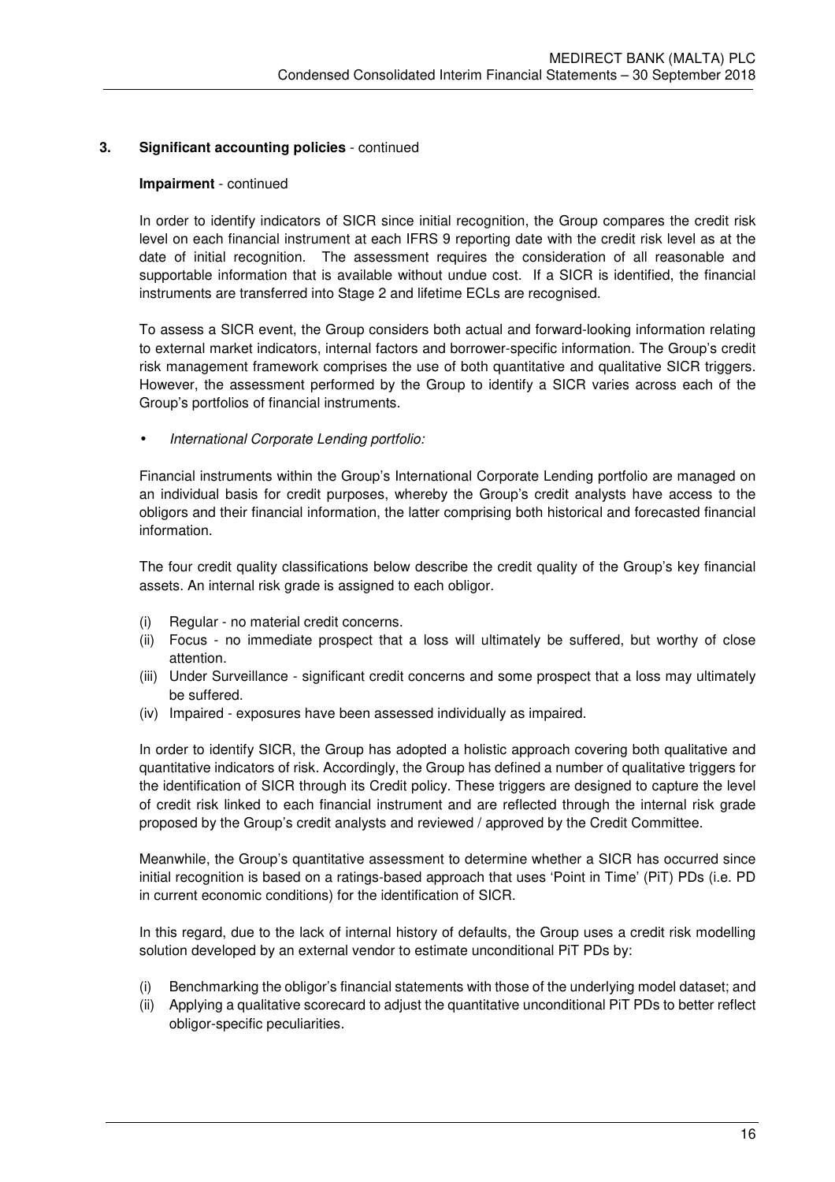## 3. Significant accounting policies - continued

**Impairment** - continued

In order to identify indicators of SICR since initial recognition, the Group compares the credit risk level on each financial instrument at each IFRS 9 reporting date with the credit risk level as at the date of initial recognition. The assessment requires the consideration of all reasonable and supportable information that is available without undue cost. If a SICR is identified, the financial instruments are transferred into Stage 2 and lifetime ECLs are recognised.

To assess a SICR event, the Group considers both actual and forward-looking information relating to external market indicators, internal factors and borrower-specific information. The Group's credit risk management framework comprises the use of both quantitative and qualitative SICR triggers. However, the assessment performed by the Group to identify a SICR varies across each of the Group's portfolios of financial instruments.

- *International Corporate Lending portfolio:*

Financial instruments within the Group's International Corporate Lending portfolio are managed on an individual basis for credit purposes, whereby the Group's credit analysts have access to the obligors and their financial information, the latter comprising both historical and forecasted financial information.

The four credit quality classifications below describe the credit quality of the Group's key financial assets. An internal risk grade is assigned to each obligor.

(i) Regular - no material credit concerns.
(ii) Focus - no immediate prospect that a loss will ultimately be suffered, but worthy of close attention.
(iii) Under Surveillance - significant credit concerns and some prospect that a loss may ultimately be suffered.
(iv) Impaired - exposures have been assessed individually as impaired.

In order to identify SICR, the Group has adopted a holistic approach covering both qualitative and quantitative indicators of risk. Accordingly, the Group has defined a number of qualitative triggers for the identification of SICR through its Credit policy. These triggers are designed to capture the level of credit risk linked to each financial instrument and are reflected through the internal risk grade proposed by the Group's credit analysts and reviewed / approved by the Credit Committee.

Meanwhile, the Group's quantitative assessment to determine whether a SICR has occurred since initial recognition is based on a ratings-based approach that uses 'Point in Time' (PiT) PDs (i.e. PD in current economic conditions) for the identification of SICR.

In this regard, due to the lack of internal history of defaults, the Group uses a credit risk modelling solution developed by an external vendor to estimate unconditional PiT PDs by:

(i) Benchmarking the obligor's financial statements with those of the underlying model dataset; and
(ii) Applying a qualitative scorecard to adjust the quantitative unconditional PiT PDs to better reflect obligor-specific peculiarities.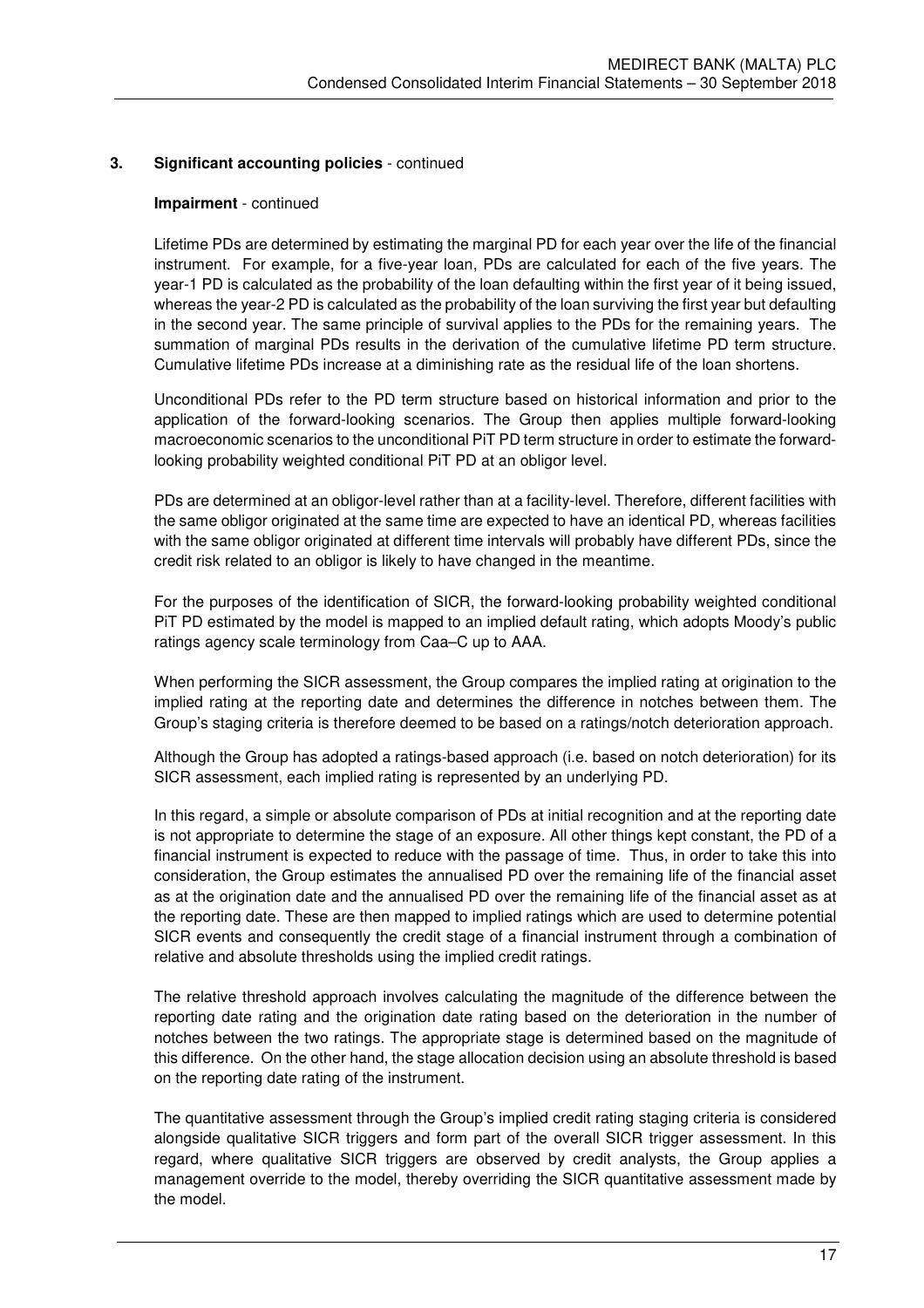## 3. Significant accounting policies - continued

### Impairment - continued

Lifetime PDs are determined by estimating the marginal PD for each year over the life of the financial instrument. For example, for a five-year loan, PDs are calculated for each of the five years. The year-1 PD is calculated as the probability of the loan defaulting within the first year of it being issued, whereas the year-2 PD is calculated as the probability of the loan surviving the first year but defaulting in the second year. The same principle of survival applies to the PDs for the remaining years. The summation of marginal PDs results in the derivation of the cumulative lifetime PD term structure. Cumulative lifetime PDs increase at a diminishing rate as the residual life of the loan shortens.

Unconditional PDs refer to the PD term structure based on historical information and prior to the application of the forward-looking scenarios. The Group then applies multiple forward-looking macroeconomic scenarios to the unconditional PiT PD term structure in order to estimate the forward-looking probability weighted conditional PiT PD at an obligor level.

PDs are determined at an obligor-level rather than at a facility-level. Therefore, different facilities with the same obligor originated at the same time are expected to have an identical PD, whereas facilities with the same obligor originated at different time intervals will probably have different PDs, since the credit risk related to an obligor is likely to have changed in the meantime.

For the purposes of the identification of SICR, the forward-looking probability weighted conditional PiT PD estimated by the model is mapped to an implied default rating, which adopts Moody's public ratings agency scale terminology from Caa–C up to AAA.

When performing the SICR assessment, the Group compares the implied rating at origination to the implied rating at the reporting date and determines the difference in notches between them. The Group's staging criteria is therefore deemed to be based on a ratings/notch deterioration approach.

Although the Group has adopted a ratings-based approach (i.e. based on notch deterioration) for its SICR assessment, each implied rating is represented by an underlying PD.

In this regard, a simple or absolute comparison of PDs at initial recognition and at the reporting date is not appropriate to determine the stage of an exposure. All other things kept constant, the PD of a financial instrument is expected to reduce with the passage of time. Thus, in order to take this into consideration, the Group estimates the annualised PD over the remaining life of the financial asset as at the origination date and the annualised PD over the remaining life of the financial asset as at the reporting date. These are then mapped to implied ratings which are used to determine potential SICR events and consequently the credit stage of a financial instrument through a combination of relative and absolute thresholds using the implied credit ratings.

The relative threshold approach involves calculating the magnitude of the difference between the reporting date rating and the origination date rating based on the deterioration in the number of notches between the two ratings. The appropriate stage is determined based on the magnitude of this difference. On the other hand, the stage allocation decision using an absolute threshold is based on the reporting date rating of the instrument.

The quantitative assessment through the Group's implied credit rating staging criteria is considered alongside qualitative SICR triggers and form part of the overall SICR trigger assessment. In this regard, where qualitative SICR triggers are observed by credit analysts, the Group applies a management override to the model, thereby overriding the SICR quantitative assessment made by the model.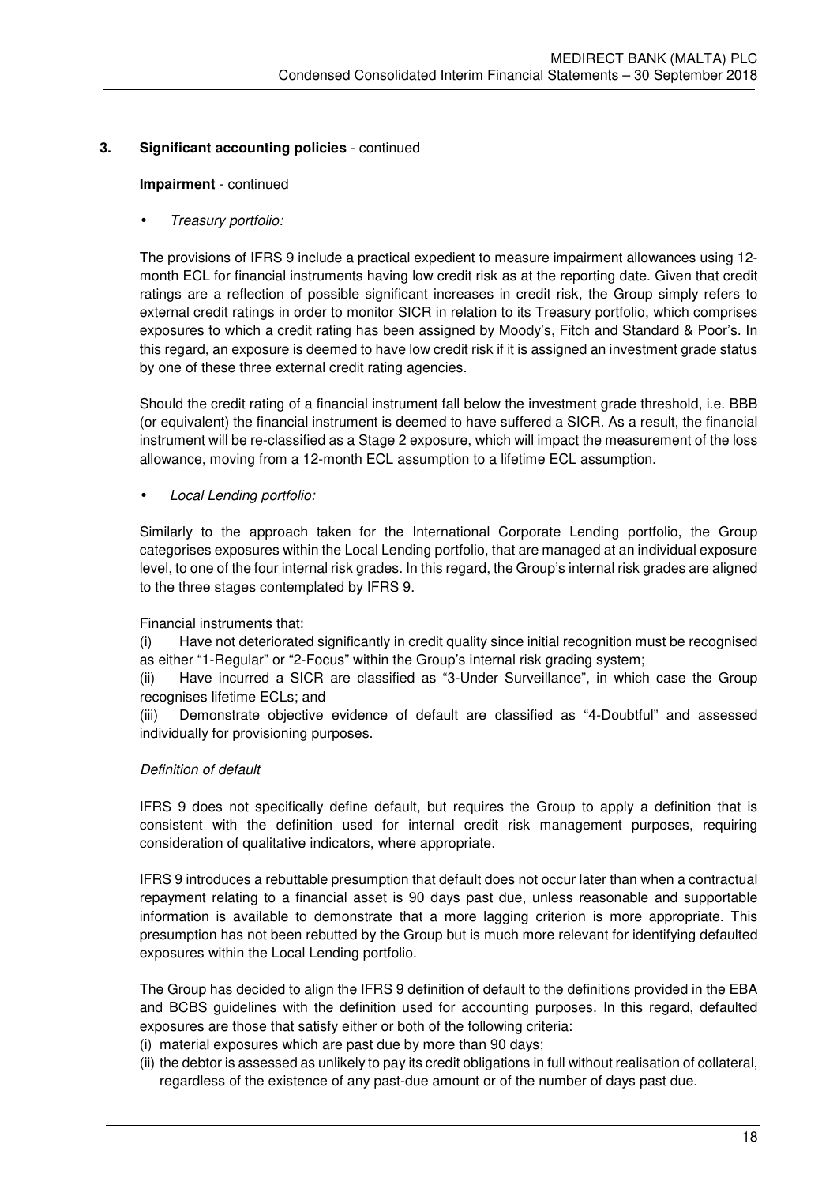### 3. Significant accounting policies - continued

**Impairment** - continued

- *Treasury portfolio:*

The provisions of IFRS 9 include a practical expedient to measure impairment allowances using 12-month ECL for financial instruments having low credit risk as at the reporting date. Given that credit ratings are a reflection of possible significant increases in credit risk, the Group simply refers to external credit ratings in order to monitor SICR in relation to its Treasury portfolio, which comprises exposures to which a credit rating has been assigned by Moody's, Fitch and Standard & Poor's. In this regard, an exposure is deemed to have low credit risk if it is assigned an investment grade status by one of these three external credit rating agencies.

Should the credit rating of a financial instrument fall below the investment grade threshold, i.e. BBB (or equivalent) the financial instrument is deemed to have suffered a SICR. As a result, the financial instrument will be re-classified as a Stage 2 exposure, which will impact the measurement of the loss allowance, moving from a 12-month ECL assumption to a lifetime ECL assumption.

- *Local Lending portfolio:*

Similarly to the approach taken for the International Corporate Lending portfolio, the Group categorises exposures within the Local Lending portfolio, that are managed at an individual exposure level, to one of the four internal risk grades. In this regard, the Group's internal risk grades are aligned to the three stages contemplated by IFRS 9.

Financial instruments that:

(i) Have not deteriorated significantly in credit quality since initial recognition must be recognised as either "1-Regular" or "2-Focus" within the Group's internal risk grading system;

(ii) Have incurred a SICR are classified as "3-Under Surveillance", in which case the Group recognises lifetime ECLs; and

(iii) Demonstrate objective evidence of default are classified as "4-Doubtful" and assessed individually for provisioning purposes.

<u>*Definition of default*</u>

IFRS 9 does not specifically define default, but requires the Group to apply a definition that is consistent with the definition used for internal credit risk management purposes, requiring consideration of qualitative indicators, where appropriate.

IFRS 9 introduces a rebuttable presumption that default does not occur later than when a contractual repayment relating to a financial asset is 90 days past due, unless reasonable and supportable information is available to demonstrate that a more lagging criterion is more appropriate. This presumption has not been rebutted by the Group but is much more relevant for identifying defaulted exposures within the Local Lending portfolio.

The Group has decided to align the IFRS 9 definition of default to the definitions provided in the EBA and BCBS guidelines with the definition used for accounting purposes. In this regard, defaulted exposures are those that satisfy either or both of the following criteria:

(i) material exposures which are past due by more than 90 days;
(ii) the debtor is assessed as unlikely to pay its credit obligations in full without realisation of collateral, regardless of the existence of any past-due amount or of the number of days past due.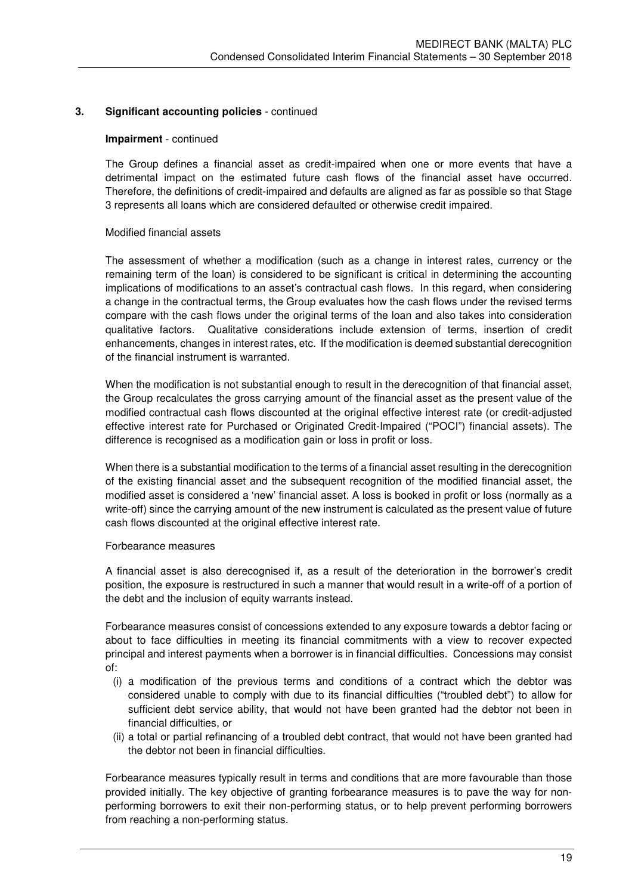## 3. Significant accounting policies - continued

**Impairment** - continued

The Group defines a financial asset as credit-impaired when one or more events that have a detrimental impact on the estimated future cash flows of the financial asset have occurred. Therefore, the definitions of credit-impaired and defaults are aligned as far as possible so that Stage 3 represents all loans which are considered defaulted or otherwise credit impaired.

Modified financial assets

The assessment of whether a modification (such as a change in interest rates, currency or the remaining term of the loan) is considered to be significant is critical in determining the accounting implications of modifications to an asset's contractual cash flows. In this regard, when considering a change in the contractual terms, the Group evaluates how the cash flows under the revised terms compare with the cash flows under the original terms of the loan and also takes into consideration qualitative factors. Qualitative considerations include extension of terms, insertion of credit enhancements, changes in interest rates, etc. If the modification is deemed substantial derecognition of the financial instrument is warranted.

When the modification is not substantial enough to result in the derecognition of that financial asset, the Group recalculates the gross carrying amount of the financial asset as the present value of the modified contractual cash flows discounted at the original effective interest rate (or credit-adjusted effective interest rate for Purchased or Originated Credit-Impaired ("POCI") financial assets). The difference is recognised as a modification gain or loss in profit or loss.

When there is a substantial modification to the terms of a financial asset resulting in the derecognition of the existing financial asset and the subsequent recognition of the modified financial asset, the modified asset is considered a 'new' financial asset. A loss is booked in profit or loss (normally as a write-off) since the carrying amount of the new instrument is calculated as the present value of future cash flows discounted at the original effective interest rate.

Forbearance measures

A financial asset is also derecognised if, as a result of the deterioration in the borrower's credit position, the exposure is restructured in such a manner that would result in a write-off of a portion of the debt and the inclusion of equity warrants instead.

Forbearance measures consist of concessions extended to any exposure towards a debtor facing or about to face difficulties in meeting its financial commitments with a view to recover expected principal and interest payments when a borrower is in financial difficulties. Concessions may consist of:

(i) a modification of the previous terms and conditions of a contract which the debtor was considered unable to comply with due to its financial difficulties ("troubled debt") to allow for sufficient debt service ability, that would not have been granted had the debtor not been in financial difficulties, or

(ii) a total or partial refinancing of a troubled debt contract, that would not have been granted had the debtor not been in financial difficulties.

Forbearance measures typically result in terms and conditions that are more favourable than those provided initially. The key objective of granting forbearance measures is to pave the way for non-performing borrowers to exit their non-performing status, or to help prevent performing borrowers from reaching a non-performing status.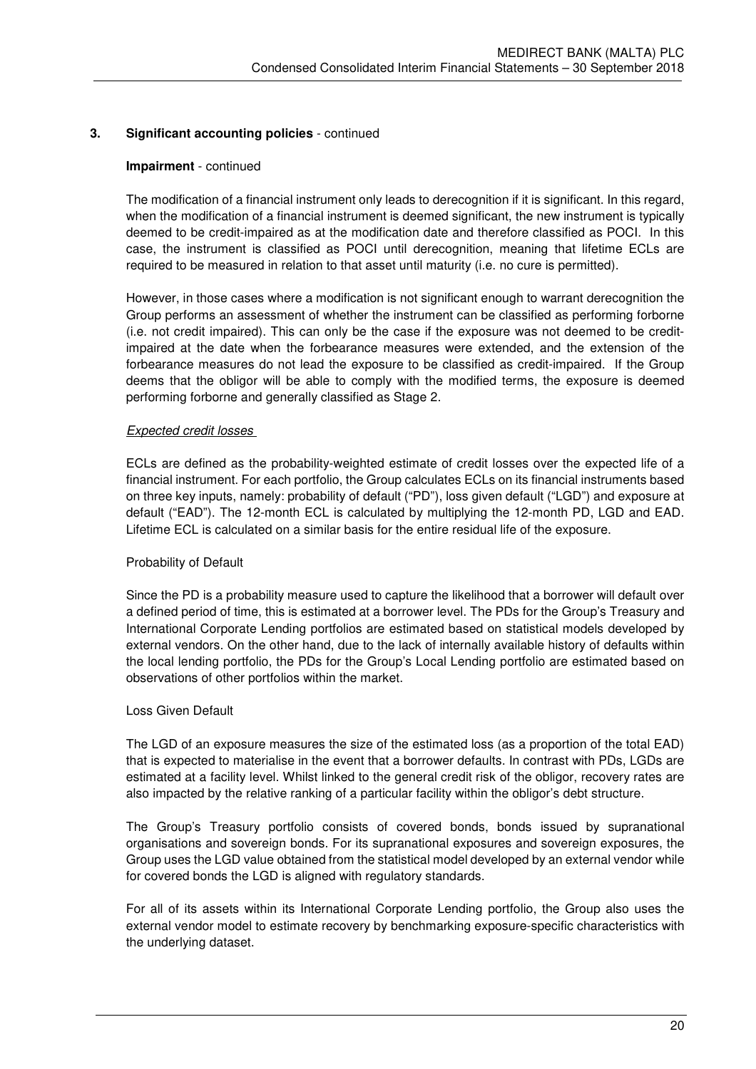## 3. Significant accounting policies - continued

**Impairment** - continued

The modification of a financial instrument only leads to derecognition if it is significant. In this regard, when the modification of a financial instrument is deemed significant, the new instrument is typically deemed to be credit-impaired as at the modification date and therefore classified as POCI. In this case, the instrument is classified as POCI until derecognition, meaning that lifetime ECLs are required to be measured in relation to that asset until maturity (i.e. no cure is permitted).

However, in those cases where a modification is not significant enough to warrant derecognition the Group performs an assessment of whether the instrument can be classified as performing forborne (i.e. not credit impaired). This can only be the case if the exposure was not deemed to be credit-impaired at the date when the forbearance measures were extended, and the extension of the forbearance measures do not lead the exposure to be classified as credit-impaired. If the Group deems that the obligor will be able to comply with the modified terms, the exposure is deemed performing forborne and generally classified as Stage 2.

*Expected credit losses*

ECLs are defined as the probability-weighted estimate of credit losses over the expected life of a financial instrument. For each portfolio, the Group calculates ECLs on its financial instruments based on three key inputs, namely: probability of default ("PD"), loss given default ("LGD") and exposure at default ("EAD"). The 12-month ECL is calculated by multiplying the 12-month PD, LGD and EAD. Lifetime ECL is calculated on a similar basis for the entire residual life of the exposure.

Probability of Default

Since the PD is a probability measure used to capture the likelihood that a borrower will default over a defined period of time, this is estimated at a borrower level. The PDs for the Group's Treasury and International Corporate Lending portfolios are estimated based on statistical models developed by external vendors. On the other hand, due to the lack of internally available history of defaults within the local lending portfolio, the PDs for the Group's Local Lending portfolio are estimated based on observations of other portfolios within the market.

Loss Given Default

The LGD of an exposure measures the size of the estimated loss (as a proportion of the total EAD) that is expected to materialise in the event that a borrower defaults. In contrast with PDs, LGDs are estimated at a facility level. Whilst linked to the general credit risk of the obligor, recovery rates are also impacted by the relative ranking of a particular facility within the obligor's debt structure.

The Group's Treasury portfolio consists of covered bonds, bonds issued by supranational organisations and sovereign bonds. For its supranational exposures and sovereign exposures, the Group uses the LGD value obtained from the statistical model developed by an external vendor while for covered bonds the LGD is aligned with regulatory standards.

For all of its assets within its International Corporate Lending portfolio, the Group also uses the external vendor model to estimate recovery by benchmarking exposure-specific characteristics with the underlying dataset.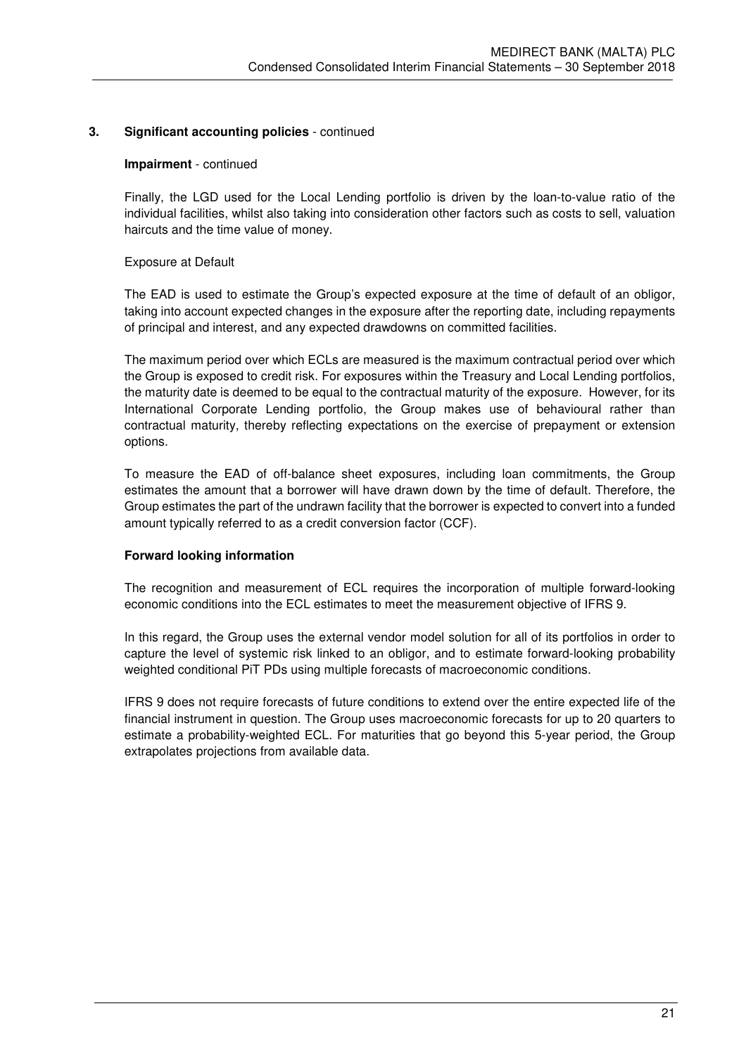## 3. Significant accounting policies - continued

**Impairment** - continued

Finally, the LGD used for the Local Lending portfolio is driven by the loan-to-value ratio of the individual facilities, whilst also taking into consideration other factors such as costs to sell, valuation haircuts and the time value of money.

Exposure at Default

The EAD is used to estimate the Group's expected exposure at the time of default of an obligor, taking into account expected changes in the exposure after the reporting date, including repayments of principal and interest, and any expected drawdowns on committed facilities.

The maximum period over which ECLs are measured is the maximum contractual period over which the Group is exposed to credit risk. For exposures within the Treasury and Local Lending portfolios, the maturity date is deemed to be equal to the contractual maturity of the exposure. However, for its International Corporate Lending portfolio, the Group makes use of behavioural rather than contractual maturity, thereby reflecting expectations on the exercise of prepayment or extension options.

To measure the EAD of off-balance sheet exposures, including loan commitments, the Group estimates the amount that a borrower will have drawn down by the time of default. Therefore, the Group estimates the part of the undrawn facility that the borrower is expected to convert into a funded amount typically referred to as a credit conversion factor (CCF).

**Forward looking information**

The recognition and measurement of ECL requires the incorporation of multiple forward-looking economic conditions into the ECL estimates to meet the measurement objective of IFRS 9.

In this regard, the Group uses the external vendor model solution for all of its portfolios in order to capture the level of systemic risk linked to an obligor, and to estimate forward-looking probability weighted conditional PiT PDs using multiple forecasts of macroeconomic conditions.

IFRS 9 does not require forecasts of future conditions to extend over the entire expected life of the financial instrument in question. The Group uses macroeconomic forecasts for up to 20 quarters to estimate a probability-weighted ECL. For maturities that go beyond this 5-year period, the Group extrapolates projections from available data.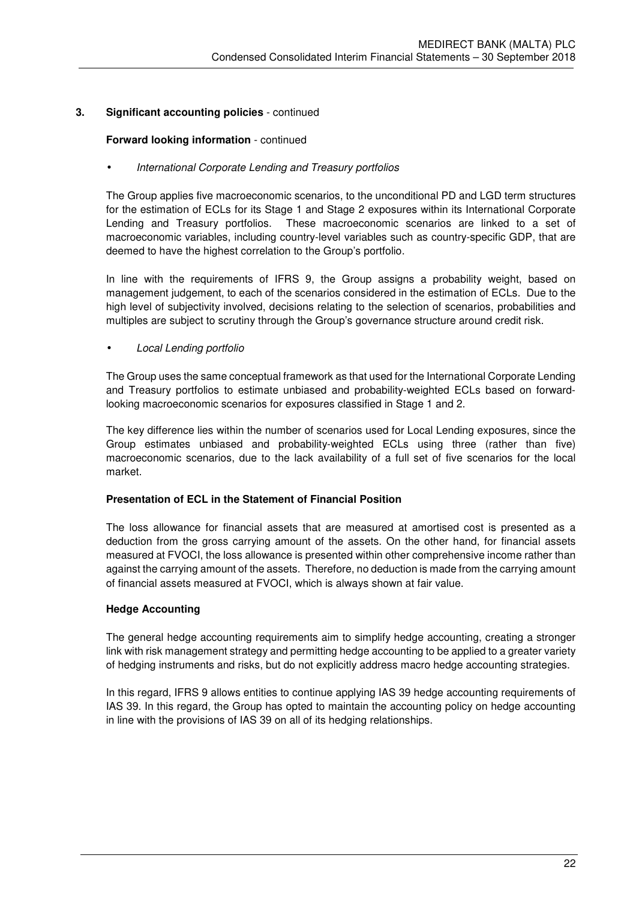## 3. Significant accounting policies - continued

### Forward looking information - continued

- *International Corporate Lending and Treasury portfolios*

The Group applies five macroeconomic scenarios, to the unconditional PD and LGD term structures for the estimation of ECLs for its Stage 1 and Stage 2 exposures within its International Corporate Lending and Treasury portfolios. These macroeconomic scenarios are linked to a set of macroeconomic variables, including country-level variables such as country-specific GDP, that are deemed to have the highest correlation to the Group's portfolio.

In line with the requirements of IFRS 9, the Group assigns a probability weight, based on management judgement, to each of the scenarios considered in the estimation of ECLs. Due to the high level of subjectivity involved, decisions relating to the selection of scenarios, probabilities and multiples are subject to scrutiny through the Group's governance structure around credit risk.

- *Local Lending portfolio*

The Group uses the same conceptual framework as that used for the International Corporate Lending and Treasury portfolios to estimate unbiased and probability-weighted ECLs based on forward-looking macroeconomic scenarios for exposures classified in Stage 1 and 2.

The key difference lies within the number of scenarios used for Local Lending exposures, since the Group estimates unbiased and probability-weighted ECLs using three (rather than five) macroeconomic scenarios, due to the lack availability of a full set of five scenarios for the local market.

### Presentation of ECL in the Statement of Financial Position

The loss allowance for financial assets that are measured at amortised cost is presented as a deduction from the gross carrying amount of the assets. On the other hand, for financial assets measured at FVOCI, the loss allowance is presented within other comprehensive income rather than against the carrying amount of the assets. Therefore, no deduction is made from the carrying amount of financial assets measured at FVOCI, which is always shown at fair value.

### Hedge Accounting

The general hedge accounting requirements aim to simplify hedge accounting, creating a stronger link with risk management strategy and permitting hedge accounting to be applied to a greater variety of hedging instruments and risks, but do not explicitly address macro hedge accounting strategies.

In this regard, IFRS 9 allows entities to continue applying IAS 39 hedge accounting requirements of IAS 39. In this regard, the Group has opted to maintain the accounting policy on hedge accounting in line with the provisions of IAS 39 on all of its hedging relationships.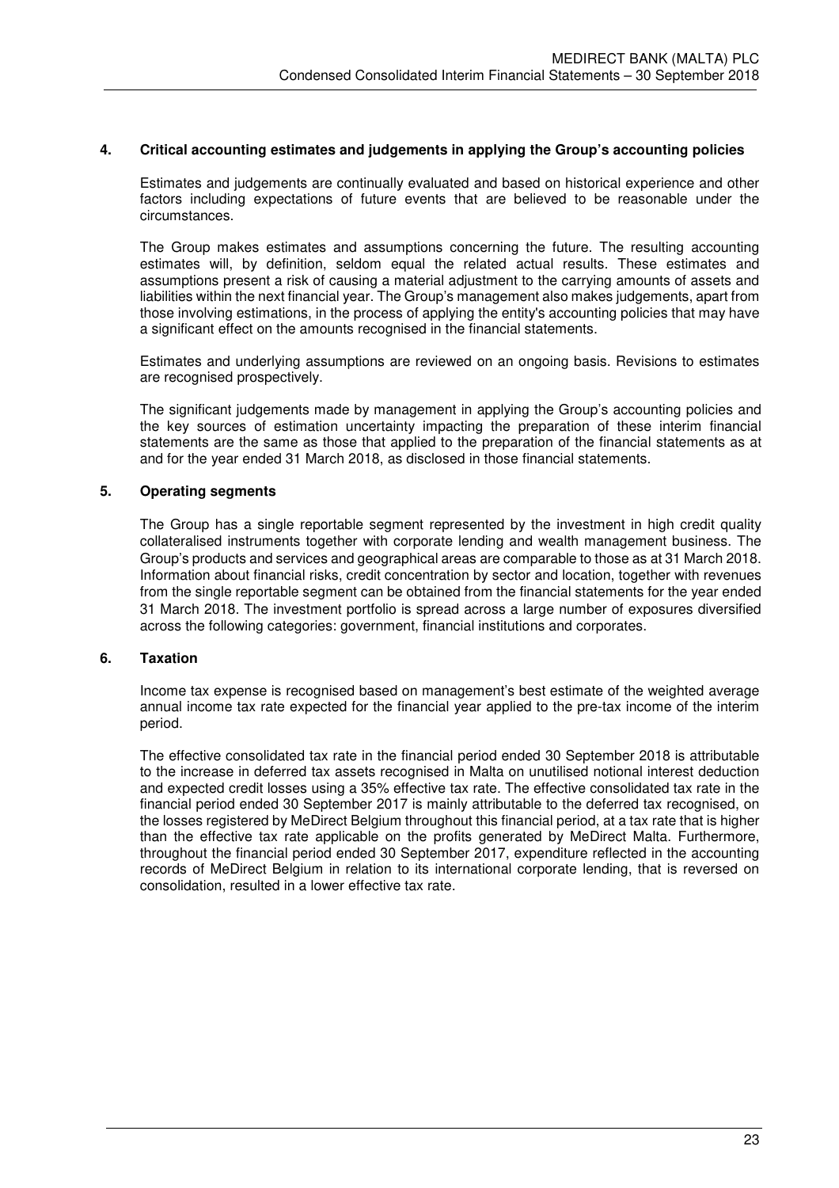## 4. Critical accounting estimates and judgements in applying the Group's accounting policies

Estimates and judgements are continually evaluated and based on historical experience and other factors including expectations of future events that are believed to be reasonable under the circumstances.

The Group makes estimates and assumptions concerning the future. The resulting accounting estimates will, by definition, seldom equal the related actual results. These estimates and assumptions present a risk of causing a material adjustment to the carrying amounts of assets and liabilities within the next financial year. The Group's management also makes judgements, apart from those involving estimations, in the process of applying the entity's accounting policies that may have a significant effect on the amounts recognised in the financial statements.

Estimates and underlying assumptions are reviewed on an ongoing basis. Revisions to estimates are recognised prospectively.

The significant judgements made by management in applying the Group's accounting policies and the key sources of estimation uncertainty impacting the preparation of these interim financial statements are the same as those that applied to the preparation of the financial statements as at and for the year ended 31 March 2018, as disclosed in those financial statements.

## 5. Operating segments

The Group has a single reportable segment represented by the investment in high credit quality collateralised instruments together with corporate lending and wealth management business. The Group's products and services and geographical areas are comparable to those as at 31 March 2018. Information about financial risks, credit concentration by sector and location, together with revenues from the single reportable segment can be obtained from the financial statements for the year ended 31 March 2018. The investment portfolio is spread across a large number of exposures diversified across the following categories: government, financial institutions and corporates.

## 6. Taxation

Income tax expense is recognised based on management's best estimate of the weighted average annual income tax rate expected for the financial year applied to the pre-tax income of the interim period.

The effective consolidated tax rate in the financial period ended 30 September 2018 is attributable to the increase in deferred tax assets recognised in Malta on unutilised notional interest deduction and expected credit losses using a 35% effective tax rate. The effective consolidated tax rate in the financial period ended 30 September 2017 is mainly attributable to the deferred tax recognised, on the losses registered by MeDirect Belgium throughout this financial period, at a tax rate that is higher than the effective tax rate applicable on the profits generated by MeDirect Malta. Furthermore, throughout the financial period ended 30 September 2017, expenditure reflected in the accounting records of MeDirect Belgium in relation to its international corporate lending, that is reversed on consolidation, resulted in a lower effective tax rate.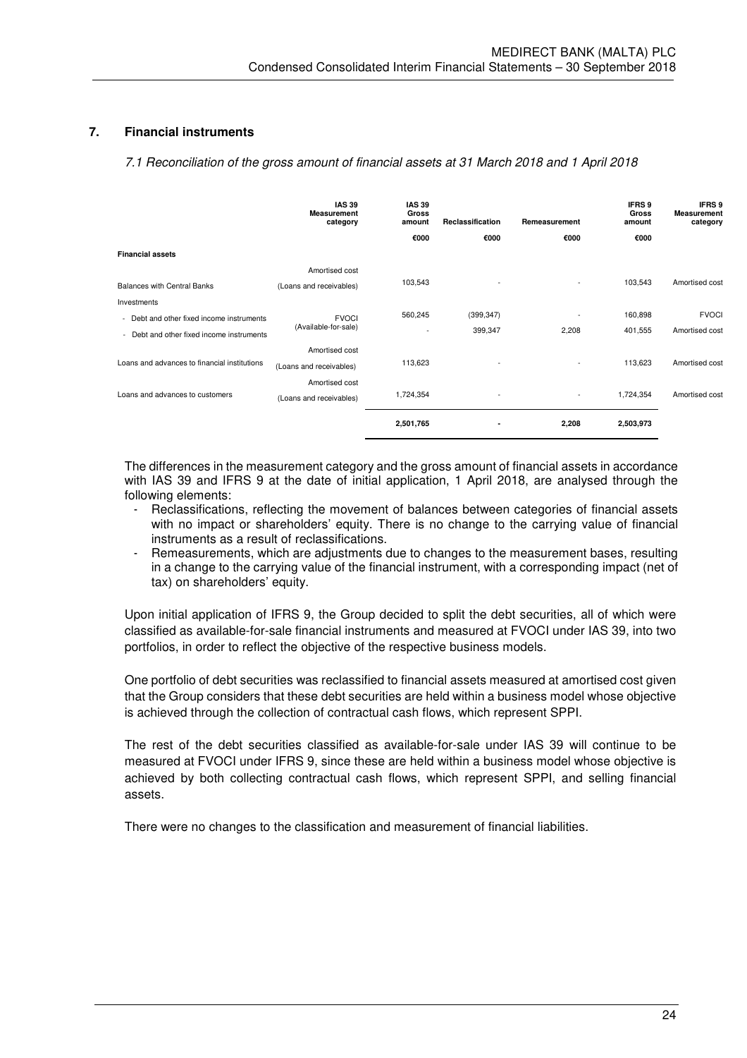## 7. Financial instruments

*7.1 Reconciliation of the gross amount of financial assets at 31 March 2018 and 1 April 2018*

| | IAS 39 Measurement category | IAS 39 Gross amount | Reclassification | Remeasurement | IFRS 9 Gross amount | IFRS 9 Measurement category |
|---|---|---|---|---|---|---|
| | | €000 | €000 | €000 | €000 | |
| **Financial assets** | | | | | | |
| Balances with Central Banks | Amortised cost (Loans and receivables) | 103,543 | - | - | 103,543 | Amortised cost |
| Investments | | | | | | |
| - Debt and other fixed income instruments | FVOCI (Available-for-sale) | 560,245 | (399,347) | - | 160,898 | FVOCI |
| - Debt and other fixed income instruments | | - | 399,347 | 2,208 | 401,555 | Amortised cost |
| Loans and advances to financial institutions | Amortised cost (Loans and receivables) | 113,623 | - | - | 113,623 | Amortised cost |
| Loans and advances to customers | Amortised cost (Loans and receivables) | 1,724,354 | - | - | 1,724,354 | Amortised cost |
| | | **2,501,765** | **-** | **2,208** | **2,503,973** | |

The differences in the measurement category and the gross amount of financial assets in accordance with IAS 39 and IFRS 9 at the date of initial application, 1 April 2018, are analysed through the following elements:

- Reclassifications, reflecting the movement of balances between categories of financial assets with no impact or shareholders' equity. There is no change to the carrying value of financial instruments as a result of reclassifications.
- Remeasurements, which are adjustments due to changes to the measurement bases, resulting in a change to the carrying value of the financial instrument, with a corresponding impact (net of tax) on shareholders' equity.

Upon initial application of IFRS 9, the Group decided to split the debt securities, all of which were classified as available-for-sale financial instruments and measured at FVOCI under IAS 39, into two portfolios, in order to reflect the objective of the respective business models.

One portfolio of debt securities was reclassified to financial assets measured at amortised cost given that the Group considers that these debt securities are held within a business model whose objective is achieved through the collection of contractual cash flows, which represent SPPI.

The rest of the debt securities classified as available-for-sale under IAS 39 will continue to be measured at FVOCI under IFRS 9, since these are held within a business model whose objective is achieved by both collecting contractual cash flows, which represent SPPI, and selling financial assets.

There were no changes to the classification and measurement of financial liabilities.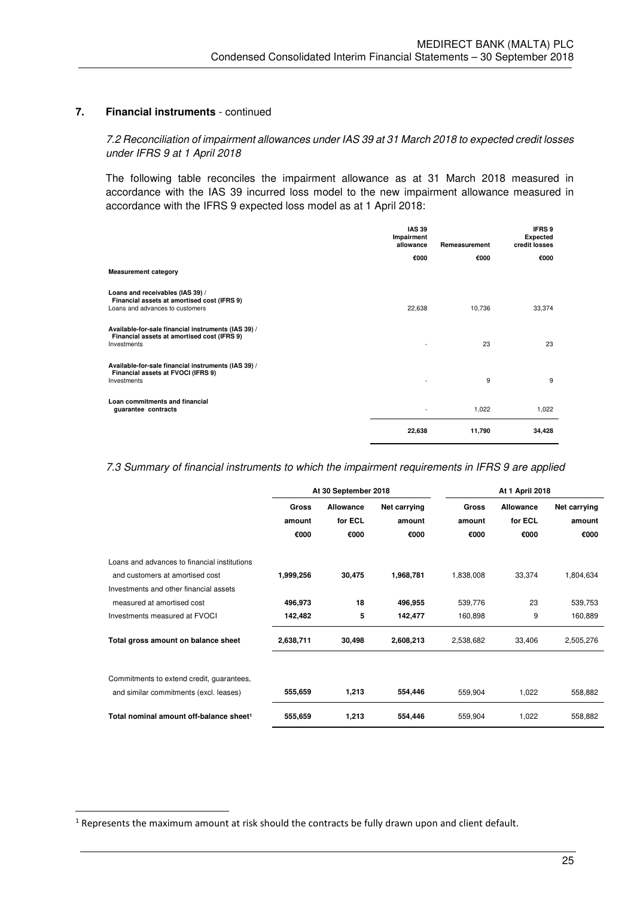## 7. Financial instruments - continued

*7.2 Reconciliation of impairment allowances under IAS 39 at 31 March 2018 to expected credit losses under IFRS 9 at 1 April 2018*

The following table reconciles the impairment allowance as at 31 March 2018 measured in accordance with the IAS 39 incurred loss model to the new impairment allowance measured in accordance with the IFRS 9 expected loss model as at 1 April 2018:

| | IAS 39 Impairment allowance | Remeasurement | IFRS 9 Expected credit losses |
|---|---|---|---|
| | €000 | €000 | €000 |
| **Measurement category** | | | |
| **Loans and receivables (IAS 39) / Financial assets at amortised cost (IFRS 9)** | | | |
| Loans and advances to customers | 22,638 | 10,736 | 33,374 |
| **Available-for-sale financial instruments (IAS 39) / Financial assets at amortised cost (IFRS 9)** | | | |
| Investments | - | 23 | 23 |
| **Available-for-sale financial instruments (IAS 39) / Financial assets at FVOCI (IFRS 9)** | | | |
| Investments | - | 9 | 9 |
| **Loan commitments and financial guarantee contracts** | - | 1,022 | 1,022 |
| | **22,638** | **11,790** | **34,428** |

*7.3 Summary of financial instruments to which the impairment requirements in IFRS 9 are applied*

| | At 30 September 2018 | | | At 1 April 2018 | | |
|---|---|---|---|---|---|---|
| | Gross amount | Allowance for ECL | Net carrying amount | Gross amount | Allowance for ECL | Net carrying amount |
| | €000 | €000 | €000 | €000 | €000 | €000 |
| Loans and advances to financial institutions and customers at amortised cost | **1,999,256** | **30,475** | **1,968,781** | 1,838,008 | 33,374 | 1,804,634 |
| Investments and other financial assets measured at amortised cost | **496,973** | **18** | **496,955** | 539,776 | 23 | 539,753 |
| Investments measured at FVOCI | **142,482** | **5** | **142,477** | 160,898 | 9 | 160,889 |
| **Total gross amount on balance sheet** | **2,638,711** | **30,498** | **2,608,213** | 2,538,682 | 33,406 | 2,505,276 |
| Commitments to extend credit, guarantees, and similar commitments (excl. leases) | **555,659** | **1,213** | **554,446** | 559,904 | 1,022 | 558,882 |
| **Total nominal amount off-balance sheet[1]** | **555,659** | **1,213** | **554,446** | 559,904 | 1,022 | 558,882 |

[1] Represents the maximum amount at risk should the contracts be fully drawn upon and client default.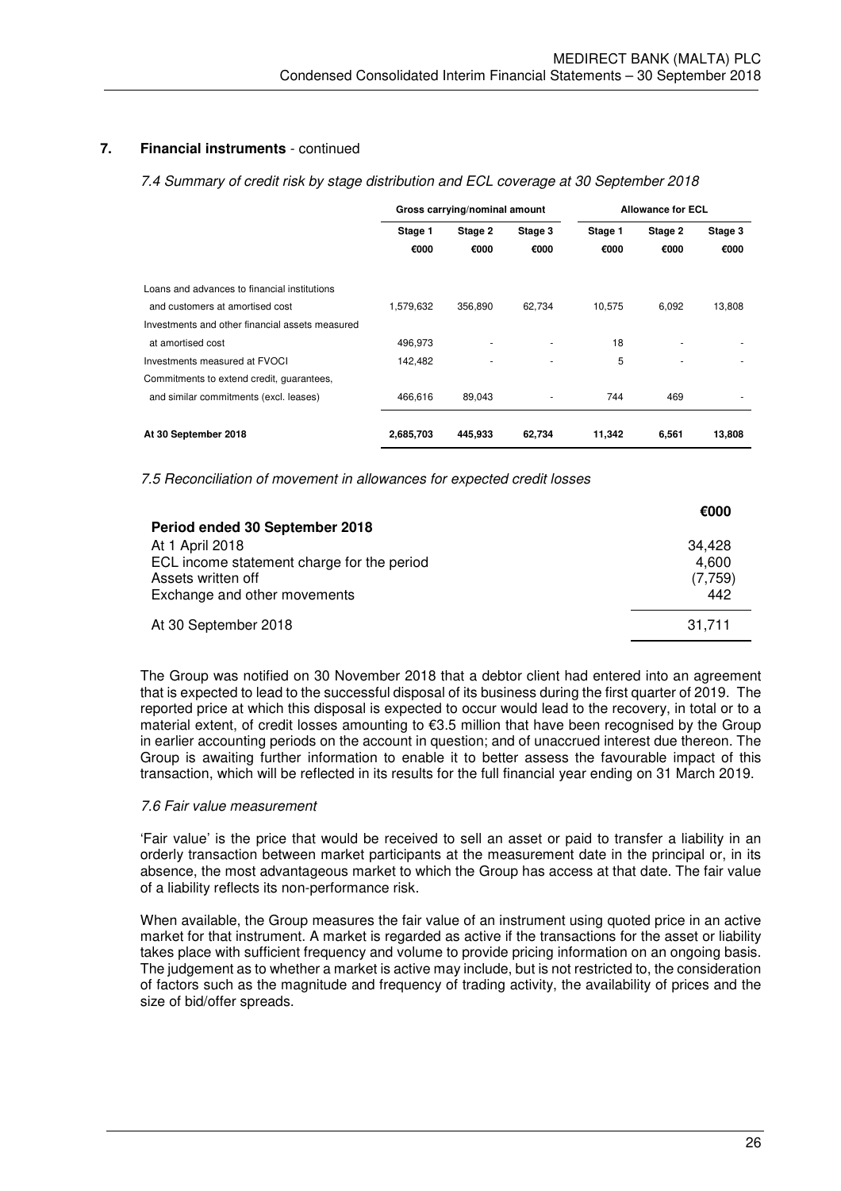## 7. Financial instruments - continued

*7.4 Summary of credit risk by stage distribution and ECL coverage at 30 September 2018*

| | Gross carrying/nominal amount | | | Allowance for ECL | | |
|---|---|---|---|---|---|---|
| | Stage 1 | Stage 2 | Stage 3 | Stage 1 | Stage 2 | Stage 3 |
| | €000 | €000 | €000 | €000 | €000 | €000 |
| Loans and advances to financial institutions and customers at amortised cost | 1,579,632 | 356,890 | 62,734 | 10,575 | 6,092 | 13,808 |
| Investments and other financial assets measured at amortised cost | 496,973 | - | - | 18 | - | - |
| Investments measured at FVOCI | 142,482 | - | - | 5 | - | - |
| Commitments to extend credit, guarantees, and similar commitments (excl. leases) | 466,616 | 89,043 | - | 744 | 469 | - |
| **At 30 September 2018** | **2,685,703** | **445,933** | **62,734** | **11,342** | **6,561** | **13,808** |

*7.5 Reconciliation of movement in allowances for expected credit losses*

| | €000 |
|---|---|
| **Period ended 30 September 2018** | |
| At 1 April 2018 | 34,428 |
| ECL income statement charge for the period | 4,600 |
| Assets written off | (7,759) |
| Exchange and other movements | 442 |
| At 30 September 2018 | 31,711 |

The Group was notified on 30 November 2018 that a debtor client had entered into an agreement that is expected to lead to the successful disposal of its business during the first quarter of 2019. The reported price at which this disposal is expected to occur would lead to the recovery, in total or to a material extent, of credit losses amounting to €3.5 million that have been recognised by the Group in earlier accounting periods on the account in question; and of unaccrued interest due thereon. The Group is awaiting further information to enable it to better assess the favourable impact of this transaction, which will be reflected in its results for the full financial year ending on 31 March 2019.

*7.6 Fair value measurement*

'Fair value' is the price that would be received to sell an asset or paid to transfer a liability in an orderly transaction between market participants at the measurement date in the principal or, in its absence, the most advantageous market to which the Group has access at that date. The fair value of a liability reflects its non-performance risk.

When available, the Group measures the fair value of an instrument using quoted price in an active market for that instrument. A market is regarded as active if the transactions for the asset or liability takes place with sufficient frequency and volume to provide pricing information on an ongoing basis. The judgement as to whether a market is active may include, but is not restricted to, the consideration of factors such as the magnitude and frequency of trading activity, the availability of prices and the size of bid/offer spreads.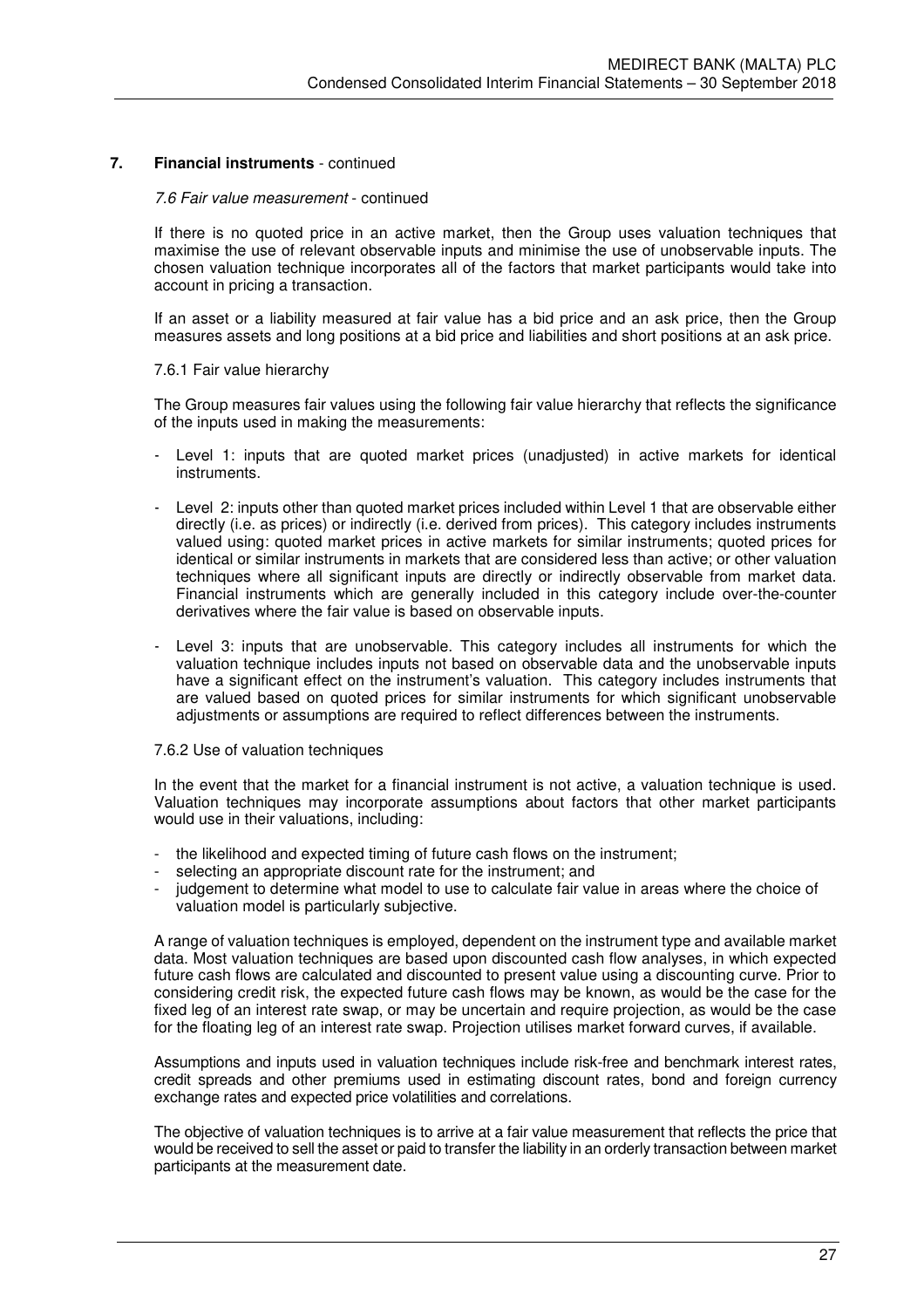## 7. Financial instruments - continued

*7.6 Fair value measurement* - continued

If there is no quoted price in an active market, then the Group uses valuation techniques that maximise the use of relevant observable inputs and minimise the use of unobservable inputs. The chosen valuation technique incorporates all of the factors that market participants would take into account in pricing a transaction.

If an asset or a liability measured at fair value has a bid price and an ask price, then the Group measures assets and long positions at a bid price and liabilities and short positions at an ask price.

7.6.1 Fair value hierarchy

The Group measures fair values using the following fair value hierarchy that reflects the significance of the inputs used in making the measurements:

- Level 1: inputs that are quoted market prices (unadjusted) in active markets for identical instruments.
- Level 2: inputs other than quoted market prices included within Level 1 that are observable either directly (i.e. as prices) or indirectly (i.e. derived from prices). This category includes instruments valued using: quoted market prices in active markets for similar instruments; quoted prices for identical or similar instruments in markets that are considered less than active; or other valuation techniques where all significant inputs are directly or indirectly observable from market data. Financial instruments which are generally included in this category include over-the-counter derivatives where the fair value is based on observable inputs.
- Level 3: inputs that are unobservable. This category includes all instruments for which the valuation technique includes inputs not based on observable data and the unobservable inputs have a significant effect on the instrument's valuation. This category includes instruments that are valued based on quoted prices for similar instruments for which significant unobservable adjustments or assumptions are required to reflect differences between the instruments.

7.6.2 Use of valuation techniques

In the event that the market for a financial instrument is not active, a valuation technique is used. Valuation techniques may incorporate assumptions about factors that other market participants would use in their valuations, including:

- the likelihood and expected timing of future cash flows on the instrument;
- selecting an appropriate discount rate for the instrument; and
- judgement to determine what model to use to calculate fair value in areas where the choice of valuation model is particularly subjective.

A range of valuation techniques is employed, dependent on the instrument type and available market data. Most valuation techniques are based upon discounted cash flow analyses, in which expected future cash flows are calculated and discounted to present value using a discounting curve. Prior to considering credit risk, the expected future cash flows may be known, as would be the case for the fixed leg of an interest rate swap, or may be uncertain and require projection, as would be the case for the floating leg of an interest rate swap. Projection utilises market forward curves, if available.

Assumptions and inputs used in valuation techniques include risk-free and benchmark interest rates, credit spreads and other premiums used in estimating discount rates, bond and foreign currency exchange rates and expected price volatilities and correlations.

The objective of valuation techniques is to arrive at a fair value measurement that reflects the price that would be received to sell the asset or paid to transfer the liability in an orderly transaction between market participants at the measurement date.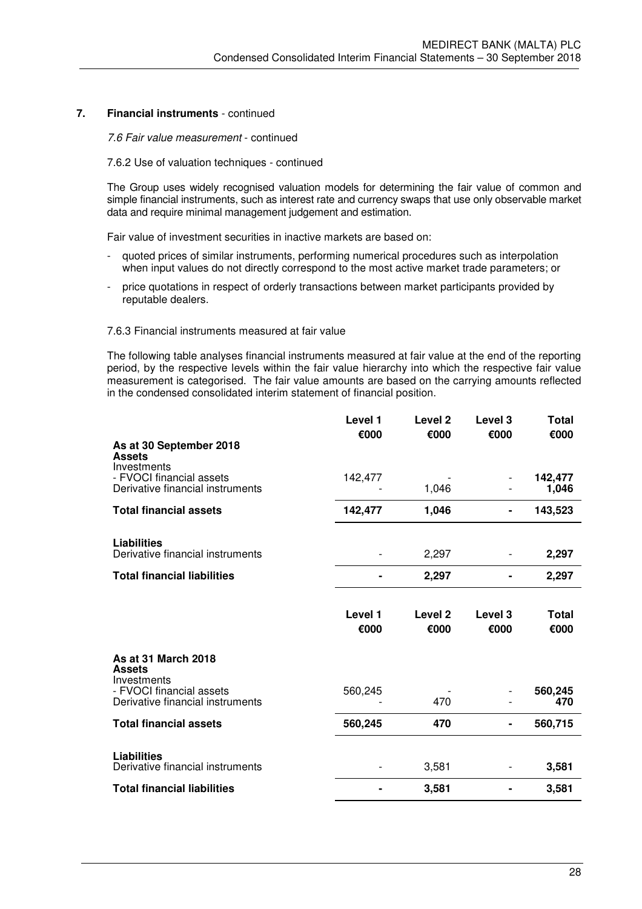## 7. Financial instruments - continued

*7.6 Fair value measurement* - continued

7.6.2 Use of valuation techniques - continued

The Group uses widely recognised valuation models for determining the fair value of common and simple financial instruments, such as interest rate and currency swaps that use only observable market data and require minimal management judgement and estimation.

Fair value of investment securities in inactive markets are based on:

- quoted prices of similar instruments, performing numerical procedures such as interpolation when input values do not directly correspond to the most active market trade parameters; or
- price quotations in respect of orderly transactions between market participants provided by reputable dealers.

7.6.3 Financial instruments measured at fair value

The following table analyses financial instruments measured at fair value at the end of the reporting period, by the respective levels within the fair value hierarchy into which the respective fair value measurement is categorised. The fair value amounts are based on the carrying amounts reflected in the condensed consolidated interim statement of financial position.

| | Level 1 €000 | Level 2 €000 | Level 3 €000 | Total €000 |
|---|---|---|---|---|
| **As at 30 September 2018** | | | | |
| **Assets** | | | | |
| Investments | | | | |
| - FVOCI financial assets | 142,477 | - | - | **142,477** |
| Derivative financial instruments | - | 1,046 | - | **1,046** |
| **Total financial assets** | **142,477** | **1,046** | **-** | **143,523** |
| | | | | |
| **Liabilities** | | | | |
| Derivative financial instruments | - | 2,297 | - | **2,297** |
| **Total financial liabilities** | **-** | **2,297** | **-** | **2,297** |

| | Level 1 €000 | Level 2 €000 | Level 3 €000 | Total €000 |
|---|---|---|---|---|
| **As at 31 March 2018** | | | | |
| **Assets** | | | | |
| Investments | | | | |
| - FVOCI financial assets | 560,245 | - | - | **560,245** |
| Derivative financial instruments | - | 470 | - | **470** |
| **Total financial assets** | **560,245** | **470** | **-** | **560,715** |
| | | | | |
| **Liabilities** | | | | |
| Derivative financial instruments | - | 3,581 | - | **3,581** |
| **Total financial liabilities** | **-** | **3,581** | **-** | **3,581** |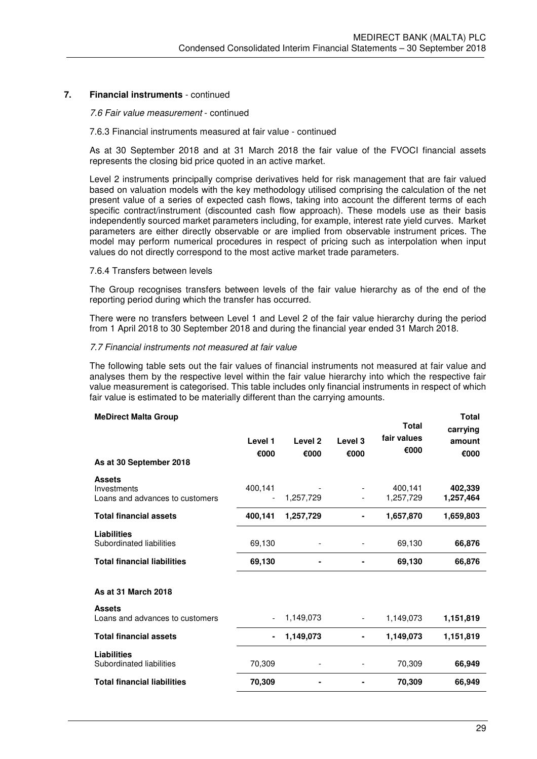## 7. Financial instruments - continued

*7.6 Fair value measurement - continued*

7.6.3 Financial instruments measured at fair value - continued

As at 30 September 2018 and at 31 March 2018 the fair value of the FVOCI financial assets represents the closing bid price quoted in an active market.

Level 2 instruments principally comprise derivatives held for risk management that are fair valued based on valuation models with the key methodology utilised comprising the calculation of the net present value of a series of expected cash flows, taking into account the different terms of each specific contract/instrument (discounted cash flow approach). These models use as their basis independently sourced market parameters including, for example, interest rate yield curves. Market parameters are either directly observable or are implied from observable instrument prices. The model may perform numerical procedures in respect of pricing such as interpolation when input values do not directly correspond to the most active market trade parameters.

7.6.4 Transfers between levels

The Group recognises transfers between levels of the fair value hierarchy as of the end of the reporting period during which the transfer has occurred.

There were no transfers between Level 1 and Level 2 of the fair value hierarchy during the period from 1 April 2018 to 30 September 2018 and during the financial year ended 31 March 2018.

*7.7 Financial instruments not measured at fair value*

The following table sets out the fair values of financial instruments not measured at fair value and analyses them by the respective level within the fair value hierarchy into which the respective fair value measurement is categorised. This table includes only financial instruments in respect of which fair value is estimated to be materially different than the carrying amounts.

| **MeDirect Malta Group** | **Level 1 €000** | **Level 2 €000** | **Level 3 €000** | **Total fair values €000** | **Total carrying amount €000** |
|---|---|---|---|---|---|
| **As at 30 September 2018** | | | | | |
| **Assets** | | | | | |
| Investments | 400,141 | - | - | 400,141 | **402,339** |
| Loans and advances to customers | - | 1,257,729 | - | 1,257,729 | **1,257,464** |
| **Total financial assets** | **400,141** | **1,257,729** | **-** | **1,657,870** | **1,659,803** |
| **Liabilities** | | | | | |
| Subordinated liabilities | 69,130 | - | - | 69,130 | **66,876** |
| **Total financial liabilities** | **69,130** | **-** | **-** | **69,130** | **66,876** |
| **As at 31 March 2018** | | | | | |
| **Assets** | | | | | |
| Loans and advances to customers | - | 1,149,073 | - | 1,149,073 | **1,151,819** |
| **Total financial assets** | **-** | **1,149,073** | **-** | **1,149,073** | **1,151,819** |
| **Liabilities** | | | | | |
| Subordinated liabilities | 70,309 | - | - | 70,309 | **66,949** |
| **Total financial liabilities** | **70,309** | **-** | **-** | **70,309** | **66,949** |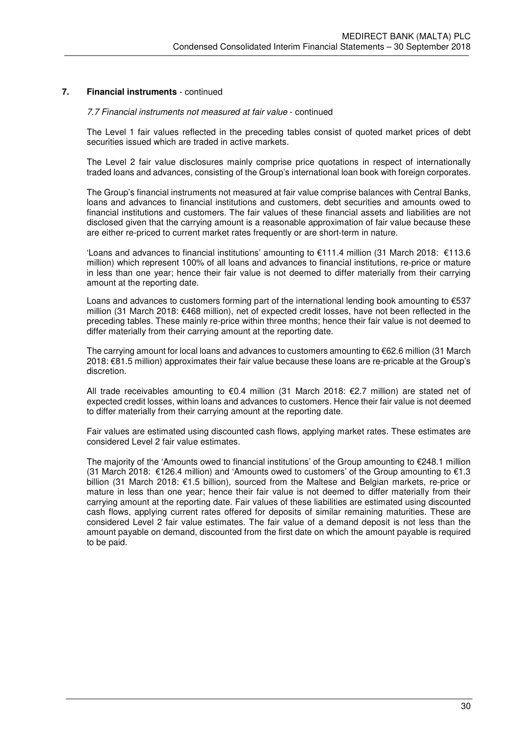## 7. Financial instruments - continued

*7.7 Financial instruments not measured at fair value* - continued

The Level 1 fair values reflected in the preceding tables consist of quoted market prices of debt securities issued which are traded in active markets.

The Level 2 fair value disclosures mainly comprise price quotations in respect of internationally traded loans and advances, consisting of the Group's international loan book with foreign corporates.

The Group's financial instruments not measured at fair value comprise balances with Central Banks, loans and advances to financial institutions and customers, debt securities and amounts owed to financial institutions and customers. The fair values of these financial assets and liabilities are not disclosed given that the carrying amount is a reasonable approximation of fair value because these are either re-priced to current market rates frequently or are short-term in nature.

'Loans and advances to financial institutions' amounting to €111.4 million (31 March 2018: €113.6 million) which represent 100% of all loans and advances to financial institutions, re-price or mature in less than one year; hence their fair value is not deemed to differ materially from their carrying amount at the reporting date.

Loans and advances to customers forming part of the international lending book amounting to €537 million (31 March 2018: €468 million), net of expected credit losses, have not been reflected in the preceding tables. These mainly re-price within three months; hence their fair value is not deemed to differ materially from their carrying amount at the reporting date.

The carrying amount for local loans and advances to customers amounting to €62.6 million (31 March 2018: €81.5 million) approximates their fair value because these loans are re-pricable at the Group's discretion.

All trade receivables amounting to €0.4 million (31 March 2018: €2.7 million) are stated net of expected credit losses, within loans and advances to customers. Hence their fair value is not deemed to differ materially from their carrying amount at the reporting date.

Fair values are estimated using discounted cash flows, applying market rates. These estimates are considered Level 2 fair value estimates.

The majority of the 'Amounts owed to financial institutions' of the Group amounting to €248.1 million (31 March 2018: €126.4 million) and 'Amounts owed to customers' of the Group amounting to €1.3 billion (31 March 2018: €1.5 billion), sourced from the Maltese and Belgian markets, re-price or mature in less than one year; hence their fair value is not deemed to differ materially from their carrying amount at the reporting date. Fair values of these liabilities are estimated using discounted cash flows, applying current rates offered for deposits of similar remaining maturities. These are considered Level 2 fair value estimates. The fair value of a demand deposit is not less than the amount payable on demand, discounted from the first date on which the amount payable is required to be paid.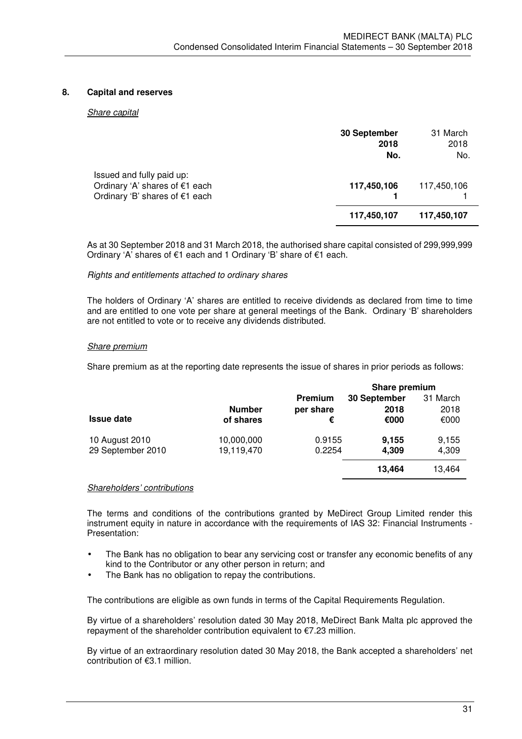## 8. Capital and reserves

*Share capital*

| | 30 September 2018 No. | 31 March 2018 No. |
|---|---|---|
| Issued and fully paid up: | | |
| Ordinary 'A' shares of €1 each | **117,450,106** | 117,450,106 |
| Ordinary 'B' shares of €1 each | **1** | 1 |
| | **117,450,107** | **117,450,107** |

As at 30 September 2018 and 31 March 2018, the authorised share capital consisted of 299,999,999 Ordinary 'A' shares of €1 each and 1 Ordinary 'B' share of €1 each.

*Rights and entitlements attached to ordinary shares*

The holders of Ordinary 'A' shares are entitled to receive dividends as declared from time to time and are entitled to one vote per share at general meetings of the Bank. Ordinary 'B' shareholders are not entitled to vote or to receive any dividends distributed.

*Share premium*

Share premium as at the reporting date represents the issue of shares in prior periods as follows:

| | | | Share premium | |
|---|---|---|---|---|
| **Issue date** | **Number of shares** | **Premium per share €** | **30 September 2018 €000** | 31 March 2018 €000 |
| 10 August 2010 | 10,000,000 | 0.9155 | **9,155** | 9,155 |
| 29 September 2010 | 19,119,470 | 0.2254 | **4,309** | 4,309 |
| | | | **13,464** | 13,464 |

*Shareholders' contributions*

The terms and conditions of the contributions granted by MeDirect Group Limited render this instrument equity in nature in accordance with the requirements of IAS 32: Financial Instruments - Presentation:

- The Bank has no obligation to bear any servicing cost or transfer any economic benefits of any kind to the Contributor or any other person in return; and
- The Bank has no obligation to repay the contributions.

The contributions are eligible as own funds in terms of the Capital Requirements Regulation.

By virtue of a shareholders' resolution dated 30 May 2018, MeDirect Bank Malta plc approved the repayment of the shareholder contribution equivalent to €7.23 million.

By virtue of an extraordinary resolution dated 30 May 2018, the Bank accepted a shareholders' net contribution of €3.1 million.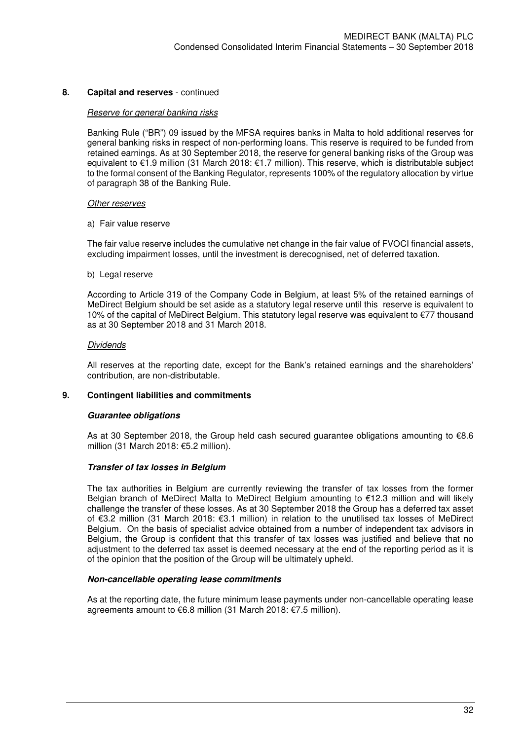## 8. Capital and reserves - continued

*Reserve for general banking risks*

Banking Rule ("BR") 09 issued by the MFSA requires banks in Malta to hold additional reserves for general banking risks in respect of non-performing loans. This reserve is required to be funded from retained earnings. As at 30 September 2018, the reserve for general banking risks of the Group was equivalent to €1.9 million (31 March 2018: €1.7 million). This reserve, which is distributable subject to the formal consent of the Banking Regulator, represents 100% of the regulatory allocation by virtue of paragraph 38 of the Banking Rule.

*Other reserves*

a) Fair value reserve

The fair value reserve includes the cumulative net change in the fair value of FVOCI financial assets, excluding impairment losses, until the investment is derecognised, net of deferred taxation.

b) Legal reserve

According to Article 319 of the Company Code in Belgium, at least 5% of the retained earnings of MeDirect Belgium should be set aside as a statutory legal reserve until this reserve is equivalent to 10% of the capital of MeDirect Belgium. This statutory legal reserve was equivalent to €77 thousand as at 30 September 2018 and 31 March 2018.

*Dividends*

All reserves at the reporting date, except for the Bank's retained earnings and the shareholders' contribution, are non-distributable.

## 9. Contingent liabilities and commitments

***Guarantee obligations***

As at 30 September 2018, the Group held cash secured guarantee obligations amounting to €8.6 million (31 March 2018: €5.2 million).

***Transfer of tax losses in Belgium***

The tax authorities in Belgium are currently reviewing the transfer of tax losses from the former Belgian branch of MeDirect Malta to MeDirect Belgium amounting to €12.3 million and will likely challenge the transfer of these losses. As at 30 September 2018 the Group has a deferred tax asset of €3.2 million (31 March 2018: €3.1 million) in relation to the unutilised tax losses of MeDirect Belgium. On the basis of specialist advice obtained from a number of independent tax advisors in Belgium, the Group is confident that this transfer of tax losses was justified and believe that no adjustment to the deferred tax asset is deemed necessary at the end of the reporting period as it is of the opinion that the position of the Group will be ultimately upheld.

***Non-cancellable operating lease commitments***

As at the reporting date, the future minimum lease payments under non-cancellable operating lease agreements amount to €6.8 million (31 March 2018: €7.5 million).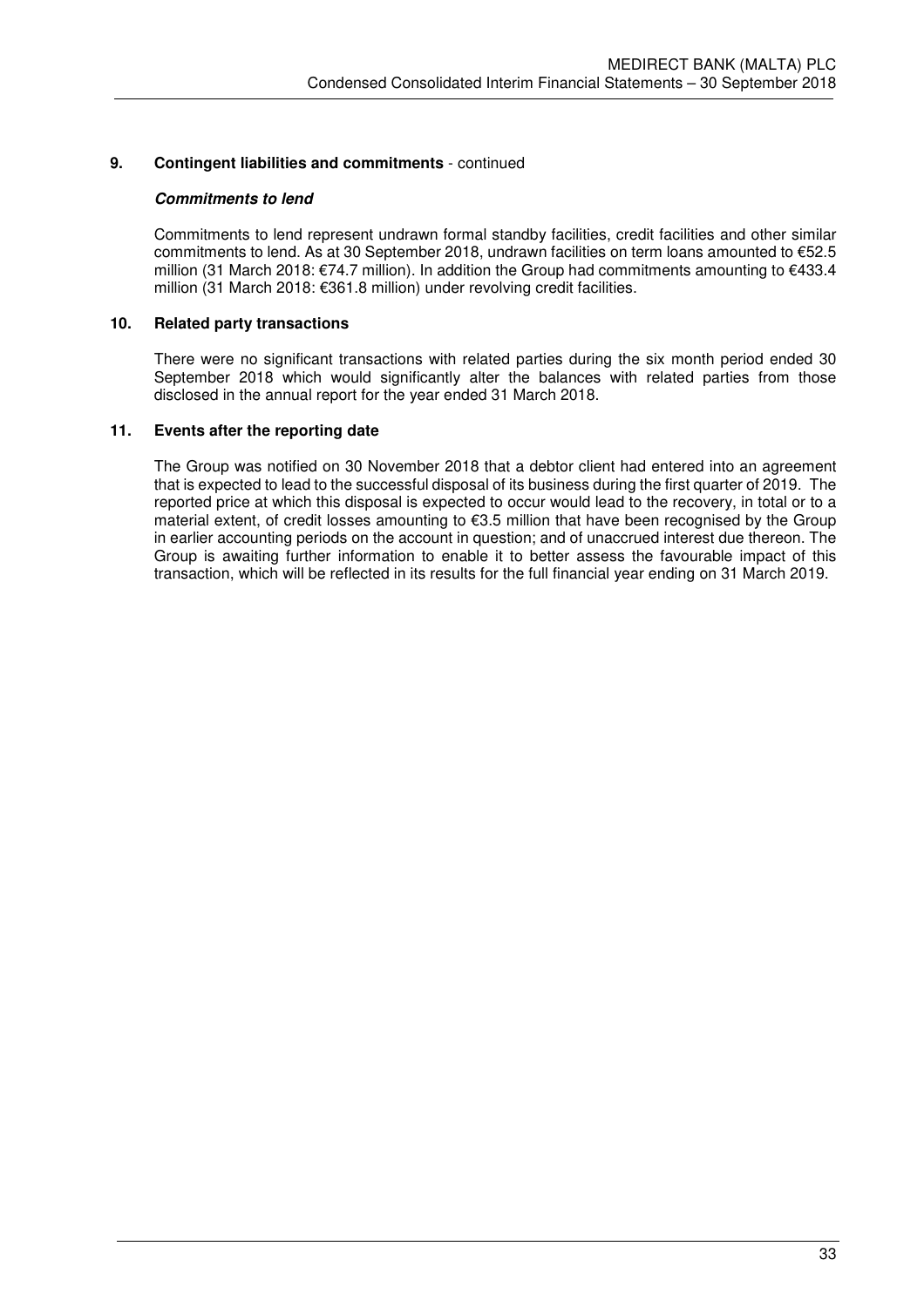## 9. Contingent liabilities and commitments - continued

### *Commitments to lend*

Commitments to lend represent undrawn formal standby facilities, credit facilities and other similar commitments to lend. As at 30 September 2018, undrawn facilities on term loans amounted to €52.5 million (31 March 2018: €74.7 million). In addition the Group had commitments amounting to €433.4 million (31 March 2018: €361.8 million) under revolving credit facilities.

## 10. Related party transactions

There were no significant transactions with related parties during the six month period ended 30 September 2018 which would significantly alter the balances with related parties from those disclosed in the annual report for the year ended 31 March 2018.

## 11. Events after the reporting date

The Group was notified on 30 November 2018 that a debtor client had entered into an agreement that is expected to lead to the successful disposal of its business during the first quarter of 2019. The reported price at which this disposal is expected to occur would lead to the recovery, in total or to a material extent, of credit losses amounting to €3.5 million that have been recognised by the Group in earlier accounting periods on the account in question; and of unaccrued interest due thereon. The Group is awaiting further information to enable it to better assess the favourable impact of this transaction, which will be reflected in its results for the full financial year ending on 31 March 2019.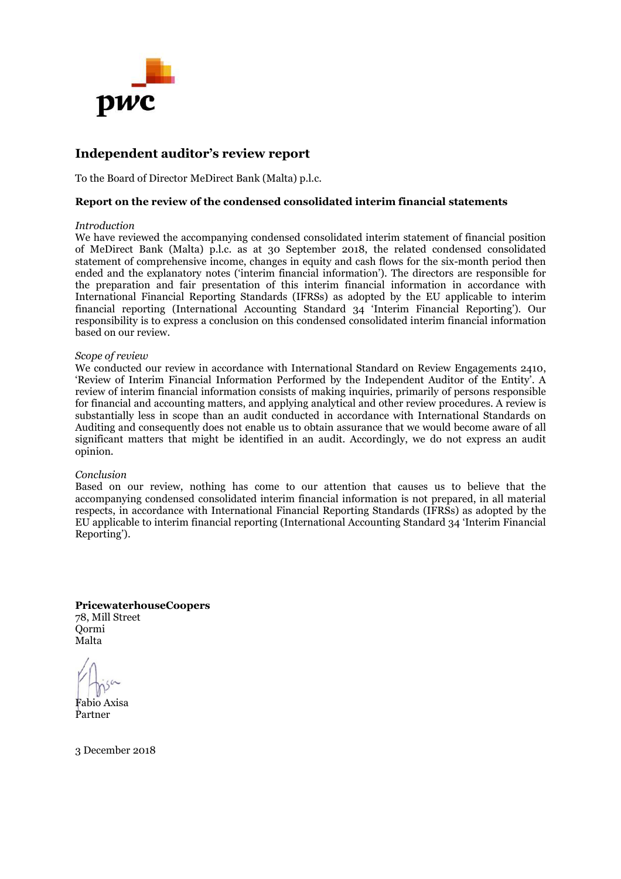# Independent auditor's review report

To the Board of Director MeDirect Bank (Malta) p.l.c.

## Report on the review of the condensed consolidated interim financial statements

*Introduction*

We have reviewed the accompanying condensed consolidated interim statement of financial position of MeDirect Bank (Malta) p.l.c. as at 30 September 2018, the related condensed consolidated statement of comprehensive income, changes in equity and cash flows for the six-month period then ended and the explanatory notes ('interim financial information'). The directors are responsible for the preparation and fair presentation of this interim financial information in accordance with International Financial Reporting Standards (IFRSs) as adopted by the EU applicable to interim financial reporting (International Accounting Standard 34 'Interim Financial Reporting'). Our responsibility is to express a conclusion on this condensed consolidated interim financial information based on our review.

*Scope of review*

We conducted our review in accordance with International Standard on Review Engagements 2410, 'Review of Interim Financial Information Performed by the Independent Auditor of the Entity'. A review of interim financial information consists of making inquiries, primarily of persons responsible for financial and accounting matters, and applying analytical and other review procedures. A review is substantially less in scope than an audit conducted in accordance with International Standards on Auditing and consequently does not enable us to obtain assurance that we would become aware of all significant matters that might be identified in an audit. Accordingly, we do not express an audit opinion.

*Conclusion*

Based on our review, nothing has come to our attention that causes us to believe that the accompanying condensed consolidated interim financial information is not prepared, in all material respects, in accordance with International Financial Reporting Standards (IFRSs) as adopted by the EU applicable to interim financial reporting (International Accounting Standard 34 'Interim Financial Reporting').

**PricewaterhouseCoopers**
78, Mill Street
Qormi
Malta

Fabio Axisa
Partner

3 December 2018